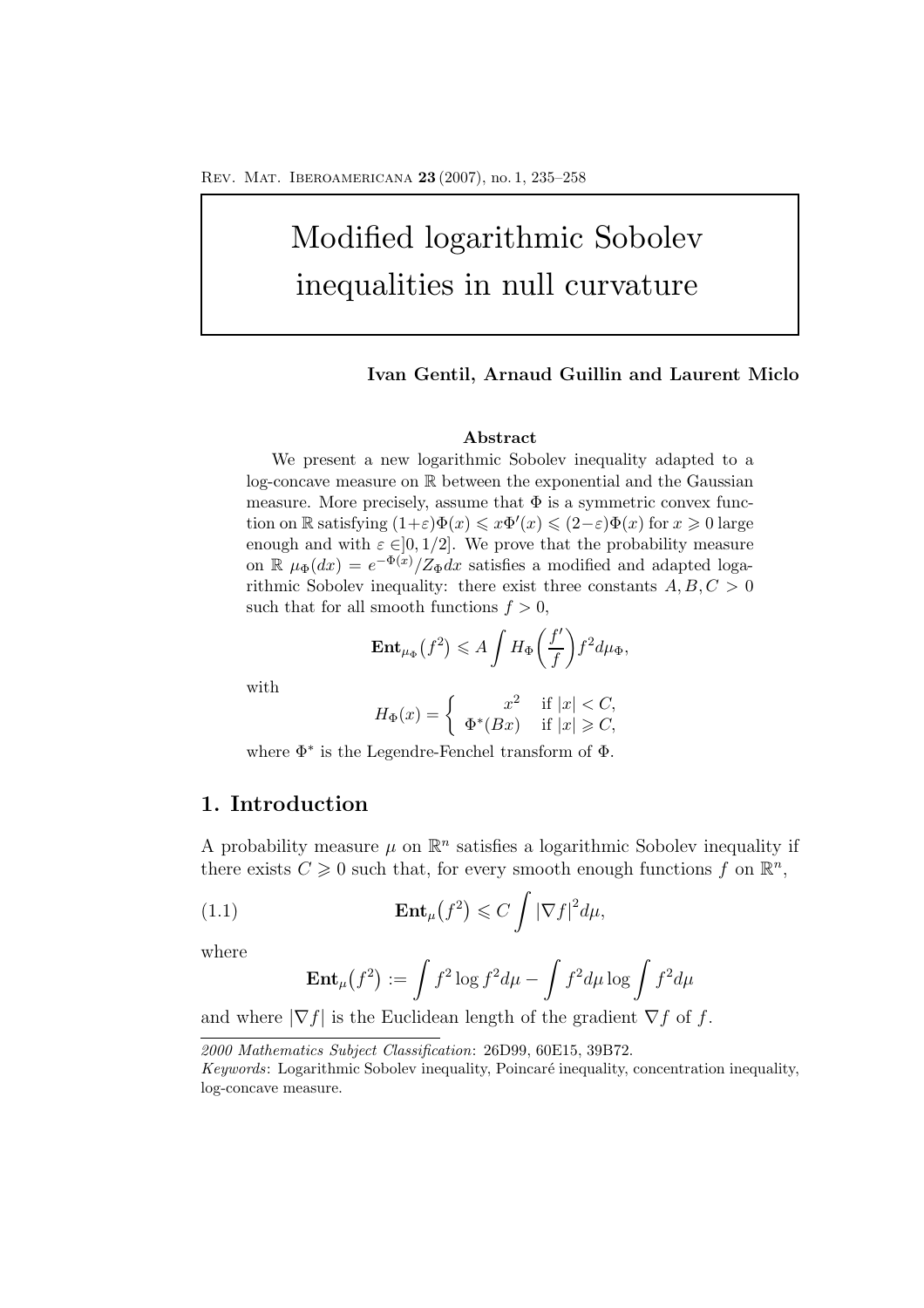# Modified logarithmic Sobolev inequalities in null curvature

**Ivan Gentil, Arnaud Guillin and Laurent Miclo**

### Abstract

We present a new logarithmic Sobolev inequality adapted to a log-concave measure on $\mathbb{R}$ between the exponential and the Gaussian measure. More precisely, assume that $\Phi$ is a symmetric convex function on $\mathbb{R}$ satisfying $(1+\varepsilon)\Phi(x) \leqslant x\Phi'(x) \leqslant (2-\varepsilon)\Phi(x)$ for $x \geqslant 0$ large enough and with $\varepsilon \in ]0, 1/2]$. We prove that the probability measure on $\mathbb{R}$ $\mu_\Phi(dx) = e^{-\Phi(x)}/Z_\Phi dx$ satisfies a modified and adapted logarithmic Sobolev inequality: there exist three constants $A, B, C > 0$ such that for all smooth functions $f > 0$,

$$\mathbf{Ent}_{\mu_\Phi}\big(f^2\big) \leqslant A \int H_\Phi\left(\frac{f'}{f}\right) f^2 d\mu_\Phi,$$

with

$$H_\Phi(x) = \begin{cases} x^2 & \text{if } |x| < C, \\ \Phi^*(Bx) & \text{if } |x| \geqslant C, \end{cases}$$

where $\Phi^*$ is the Legendre-Fenchel transform of $\Phi$.

## 1. Introduction

A probability measure $\mu$ on $\mathbb{R}^n$ satisfies a logarithmic Sobolev inequality if there exists $C \geqslant 0$ such that, for every smooth enough functions $f$ on $\mathbb{R}^n$,

$$\mathbf{Ent}_\mu\big(f^2\big) \leqslant C \int |\nabla f|^2 d\mu, \tag{1.1}$$

where

$$\mathbf{Ent}_\mu\big(f^2\big) := \int f^2 \log f^2 d\mu - \int f^2 d\mu \log \int f^2 d\mu$$

and where $|\nabla f|$ is the Euclidean length of the gradient $\nabla f$ of $f$.

---

*2000 Mathematics Subject Classification*: 26D99, 60E15, 39B72.

*Keywords*: Logarithmic Sobolev inequality, Poincaré inequality, concentration inequality, log-concave measure.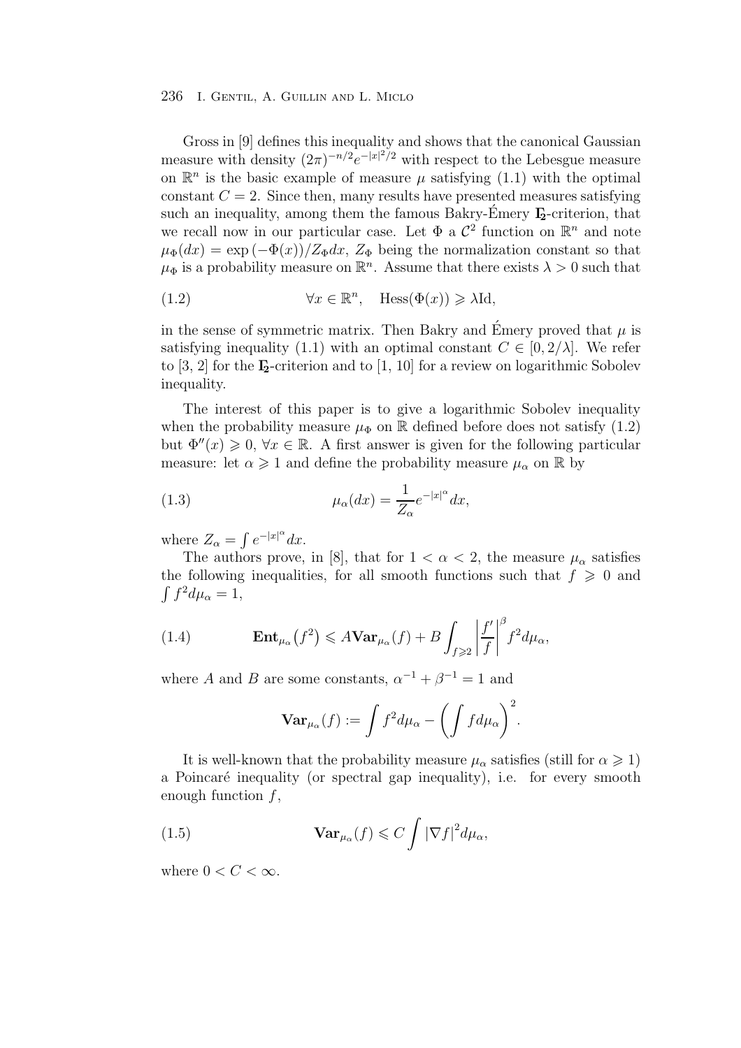Gross in [9] defines this inequality and shows that the canonical Gaussian measure with density $(2\pi)^{-n/2}e^{-|x|^2/2}$ with respect to the Lebesgue measure on $\mathbb{R}^n$ is the basic example of measure $\mu$ satisfying (1.1) with the optimal constant $C = 2$. Since then, many results have presented measures satisfying such an inequality, among them the famous Bakry-Émery $\mathbf{\Gamma_2}$-criterion, that we recall now in our particular case. Let $\Phi$ a $\mathcal{C}^2$ function on $\mathbb{R}^n$ and note $\mu_\Phi(dx) = \exp(-\Phi(x))/Z_\Phi dx$, $Z_\Phi$ being the normalization constant so that $\mu_\Phi$ is a probability measure on $\mathbb{R}^n$. Assume that there exists $\lambda > 0$ such that

$$\forall x \in \mathbb{R}^n, \quad \mathrm{Hess}(\Phi(x)) \geqslant \lambda \mathrm{Id}, \tag{1.2}$$

in the sense of symmetric matrix. Then Bakry and Émery proved that $\mu$ is satisfying inequality (1.1) with an optimal constant $C \in [0, 2/\lambda]$. We refer to [3, 2] for the $\mathbf{\Gamma_2}$-criterion and to [1, 10] for a review on logarithmic Sobolev inequality.

The interest of this paper is to give a logarithmic Sobolev inequality when the probability measure $\mu_\Phi$ on $\mathbb{R}$ defined before does not satisfy (1.2) but $\Phi''(x) \geqslant 0$, $\forall x \in \mathbb{R}$. A first answer is given for the following particular measure: let $\alpha \geqslant 1$ and define the probability measure $\mu_\alpha$ on $\mathbb{R}$ by

$$\mu_\alpha(dx) = \frac{1}{Z_\alpha} e^{-|x|^\alpha} dx, \tag{1.3}$$

where $Z_\alpha = \int e^{-|x|^\alpha} dx$.

The authors prove, in [8], that for $1 < \alpha < 2$, the measure $\mu_\alpha$ satisfies the following inequalities, for all smooth functions such that $f \geqslant 0$ and $\int f^2 d\mu_\alpha = 1$,

$$\mathbf{Ent}_{\mu_\alpha}\big(f^2\big) \leqslant A \mathbf{Var}_{\mu_\alpha}(f) + B \int_{f \geqslant 2} \left|\frac{f'}{f}\right|^\beta f^2 d\mu_\alpha, \tag{1.4}$$

where $A$ and $B$ are some constants, $\alpha^{-1} + \beta^{-1} = 1$ and

$$\mathbf{Var}_{\mu_\alpha}(f) := \int f^2 d\mu_\alpha - \left(\int f d\mu_\alpha\right)^2.$$

It is well-known that the probability measure $\mu_\alpha$ satisfies (still for $\alpha \geqslant 1$) a Poincaré inequality (or spectral gap inequality), i.e. for every smooth enough function $f$,

$$\mathbf{Var}_{\mu_\alpha}(f) \leqslant C \int |\nabla f|^2 d\mu_\alpha, \tag{1.5}$$

where $0 < C < \infty$.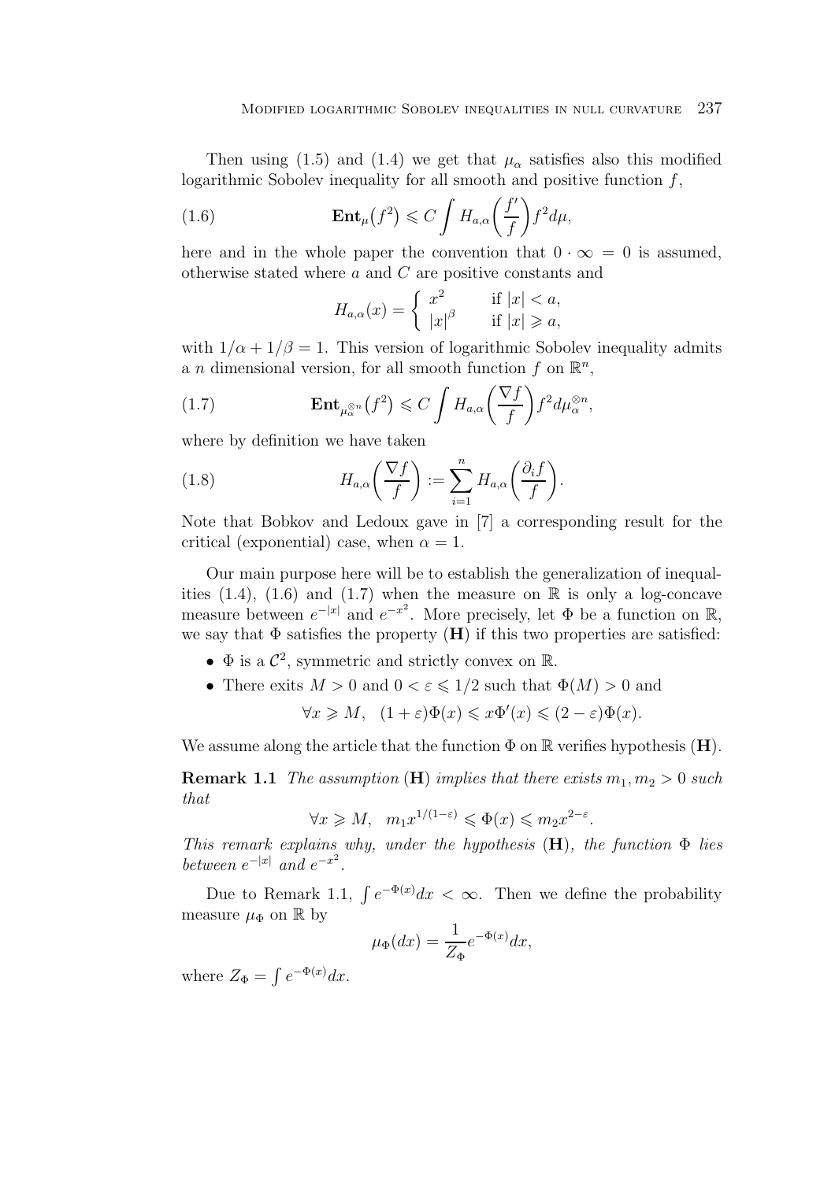Then using (1.5) and (1.4) we get that $\mu_\alpha$ satisfies also this modified logarithmic Sobolev inequality for all smooth and positive function $f$,

$$\mathbf{Ent}_\mu\big(f^2\big) \leqslant C \int H_{a,\alpha}\bigg(\frac{f'}{f}\bigg) f^2 d\mu, \tag{1.6}$$

here and in the whole paper the convention that $0 \cdot \infty = 0$ is assumed, otherwise stated where $a$ and $C$ are positive constants and

$$H_{a,\alpha}(x) = \begin{cases} x^2 & \text{if } |x| < a, \\ |x|^\beta & \text{if } |x| \geqslant a, \end{cases}$$

with $1/\alpha + 1/\beta = 1$. This version of logarithmic Sobolev inequality admits a $n$ dimensional version, for all smooth function $f$ on $\mathbb{R}^n$,

$$\mathbf{Ent}_{\mu_\alpha^{\otimes n}}\big(f^2\big) \leqslant C \int H_{a,\alpha}\bigg(\frac{\nabla f}{f}\bigg) f^2 d\mu_\alpha^{\otimes n}, \tag{1.7}$$

where by definition we have taken

$$H_{a,\alpha}\bigg(\frac{\nabla f}{f}\bigg) := \sum_{i=1}^n H_{a,\alpha}\bigg(\frac{\partial_i f}{f}\bigg). \tag{1.8}$$

Note that Bobkov and Ledoux gave in [7] a corresponding result for the critical (exponential) case, when $\alpha = 1$.

Our main purpose here will be to establish the generalization of inequalities (1.4), (1.6) and (1.7) when the measure on $\mathbb{R}$ is only a log-concave measure between $e^{-|x|}$ and $e^{-x^2}$. More precisely, let $\Phi$ be a function on $\mathbb{R}$, we say that $\Phi$ satisfies the property $(\mathbf{H})$ if this two properties are satisfied:

- $\Phi$ is a $\mathcal{C}^2$, symmetric and strictly convex on $\mathbb{R}$.
- There exits $M > 0$ and $0 < \varepsilon \leqslant 1/2$ such that $\Phi(M) > 0$ and

$$\forall x \geqslant M, \quad (1+\varepsilon)\Phi(x) \leqslant x\Phi'(x) \leqslant (2-\varepsilon)\Phi(x).$$

We assume along the article that the function $\Phi$ on $\mathbb{R}$ verifies hypothesis $(\mathbf{H})$.

**Remark 1.1** *The assumption* $(\mathbf{H})$ *implies that there exists* $m_1, m_2 > 0$ *such that*

$$\forall x \geqslant M, \quad m_1 x^{1/(1-\varepsilon)} \leqslant \Phi(x) \leqslant m_2 x^{2-\varepsilon}.$$

*This remark explains why, under the hypothesis* $(\mathbf{H})$*, the function* $\Phi$ *lies between* $e^{-|x|}$ *and* $e^{-x^2}$.

Due to Remark 1.1, $\int e^{-\Phi(x)} dx < \infty$. Then we define the probability measure $\mu_\Phi$ on $\mathbb{R}$ by

$$\mu_\Phi(dx) = \frac{1}{Z_\Phi} e^{-\Phi(x)} dx,$$

where $Z_\Phi = \int e^{-\Phi(x)} dx$.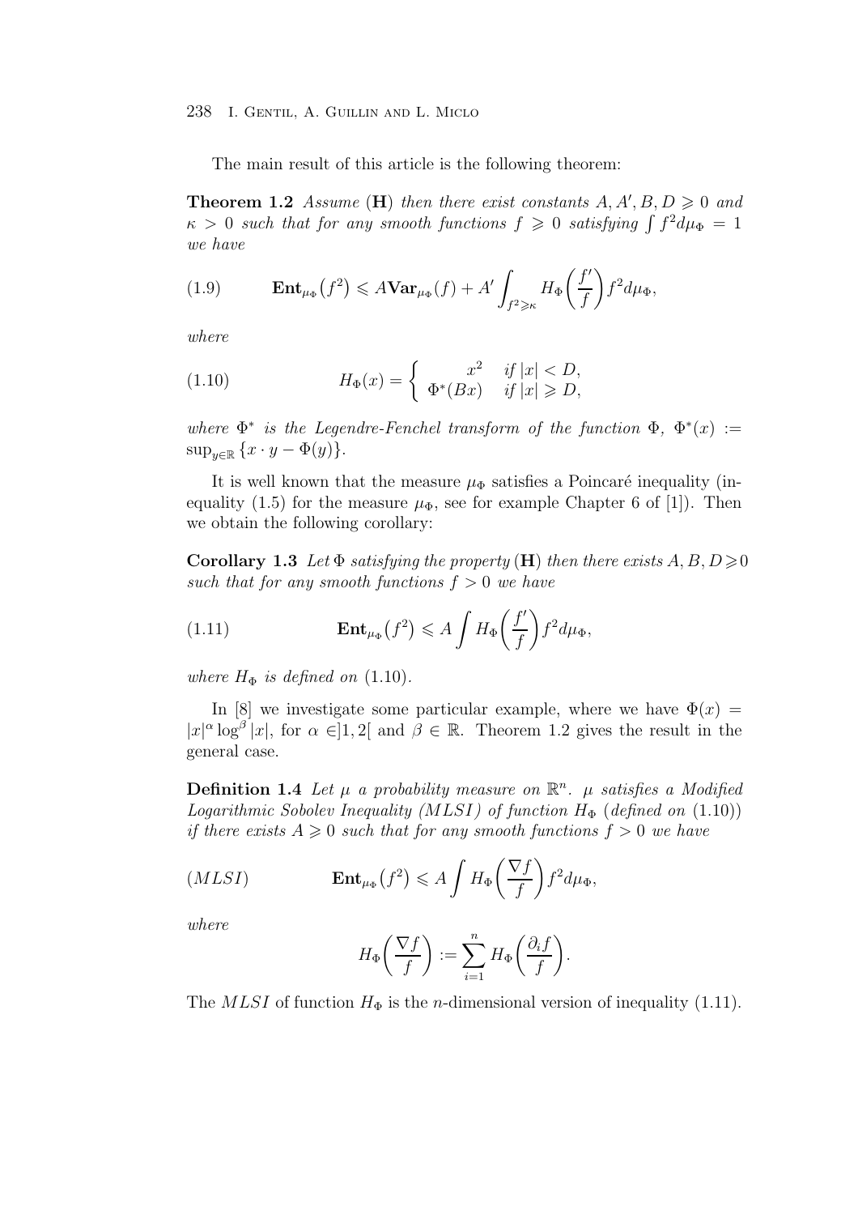The main result of this article is the following theorem:

**Theorem 1.2** *Assume* (**H**) *then there exist constants* $A, A', B, D \geqslant 0$ *and* $\kappa > 0$ *such that for any smooth functions* $f \geqslant 0$ *satisfying* $\int f^2 d\mu_\Phi = 1$ *we have*

$$\mathbf{Ent}_{\mu_\Phi}\big(f^2\big) \leqslant A\mathbf{Var}_{\mu_\Phi}(f) + A' \int_{f^2 \geqslant \kappa} H_\Phi\bigg(\frac{f'}{f}\bigg) f^2 d\mu_\Phi, \tag{1.9}$$

*where*

$$H_\Phi(x) = \begin{cases} x^2 & \text{if } |x| < D, \\ \Phi^*(Bx) & \text{if } |x| \geqslant D, \end{cases} \tag{1.10}$$

*where* $\Phi^*$ *is the Legendre-Fenchel transform of the function* $\Phi$, $\Phi^*(x) := \sup_{y \in \mathbb{R}} \{x \cdot y - \Phi(y)\}$.

It is well known that the measure $\mu_\Phi$ satisfies a Poincaré inequality (inequality (1.5) for the measure $\mu_\Phi$, see for example Chapter 6 of [1]). Then we obtain the following corollary:

**Corollary 1.3** *Let* $\Phi$ *satisfying the property* (**H**) *then there exists* $A, B, D \geqslant 0$ *such that for any smooth functions* $f > 0$ *we have*

$$\mathbf{Ent}_{\mu_\Phi}\big(f^2\big) \leqslant A \int H_\Phi\bigg(\frac{f'}{f}\bigg) f^2 d\mu_\Phi, \tag{1.11}$$

*where* $H_\Phi$ *is defined on* (1.10).

In [8] we investigate some particular example, where we have $\Phi(x) = |x|^\alpha \log^\beta |x|$, for $\alpha \in ]1, 2[$ and $\beta \in \mathbb{R}$. Theorem 1.2 gives the result in the general case.

**Definition 1.4** *Let* $\mu$ *a probability measure on* $\mathbb{R}^n$. $\mu$ *satisfies a Modified Logarithmic Sobolev Inequality (MLSI) of function* $H_\Phi$ *(defined on* (1.10)*) if there exists* $A \geqslant 0$ *such that for any smooth functions* $f > 0$ *we have*

$$\mathbf{Ent}_{\mu_\Phi}\big(f^2\big) \leqslant A \int H_\Phi\bigg(\frac{\nabla f}{f}\bigg) f^2 d\mu_\Phi, \tag{MLSI}$$

*where*

$$H_\Phi\bigg(\frac{\nabla f}{f}\bigg) := \sum_{i=1}^n H_\Phi\bigg(\frac{\partial_i f}{f}\bigg).$$

The *MLSI* of function $H_\Phi$ is the $n$-dimensional version of inequality (1.11).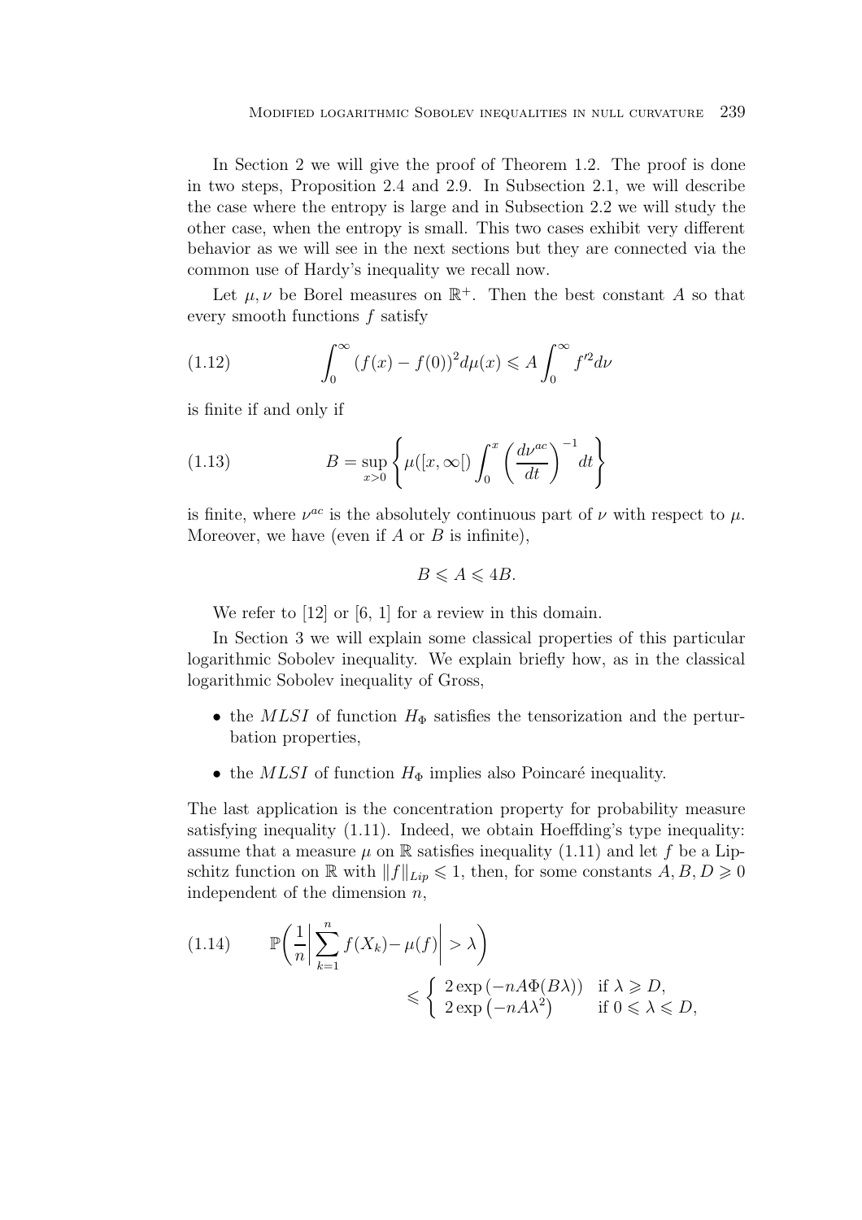In Section 2 we will give the proof of Theorem 1.2. The proof is done in two steps, Proposition 2.4 and 2.9. In Subsection 2.1, we will describe the case where the entropy is large and in Subsection 2.2 we will study the other case, when the entropy is small. This two cases exhibit very different behavior as we will see in the next sections but they are connected via the common use of Hardy's inequality we recall now.

Let $\mu, \nu$ be Borel measures on $\mathbb{R}^+$. Then the best constant $A$ so that every smooth functions $f$ satisfy

$$\int_0^\infty (f(x) - f(0))^2 d\mu(x) \leqslant A \int_0^\infty f'^2 d\nu \tag{1.12}$$

is finite if and only if

$$B = \sup_{x>0} \left\{ \mu([x, \infty[) \int_0^x \left( \frac{d\nu^{ac}}{dt} \right)^{-1} dt \right\} \tag{1.13}$$

is finite, where $\nu^{ac}$ is the absolutely continuous part of $\nu$ with respect to $\mu$. Moreover, we have (even if $A$ or $B$ is infinite),

$$B \leqslant A \leqslant 4B.$$

We refer to [12] or [6, 1] for a review in this domain.

In Section 3 we will explain some classical properties of this particular logarithmic Sobolev inequality. We explain briefly how, as in the classical logarithmic Sobolev inequality of Gross,

- the *MLSI* of function $H_\Phi$ satisfies the tensorization and the perturbation properties,
- the *MLSI* of function $H_\Phi$ implies also Poincaré inequality.

The last application is the concentration property for probability measure satisfying inequality (1.11). Indeed, we obtain Hoeffding's type inequality: assume that a measure $\mu$ on $\mathbb{R}$ satisfies inequality (1.11) and let $f$ be a Lipschitz function on $\mathbb{R}$ with $\|f\|_{Lip} \leqslant 1$, then, for some constants $A, B, D \geqslant 0$ independent of the dimension $n$,

$$\mathbb{P}\left( \frac{1}{n} \left| \sum_{k=1}^n f(X_k) - \mu(f) \right| > \lambda \right) \leqslant \begin{cases} 2 \exp\left(-nA\Phi(B\lambda)\right) & \text{if } \lambda \geqslant D, \\ 2\exp\left(-nA\lambda^2\right) & \text{if } 0 \leqslant \lambda \leqslant D, \end{cases} \tag{1.14}$$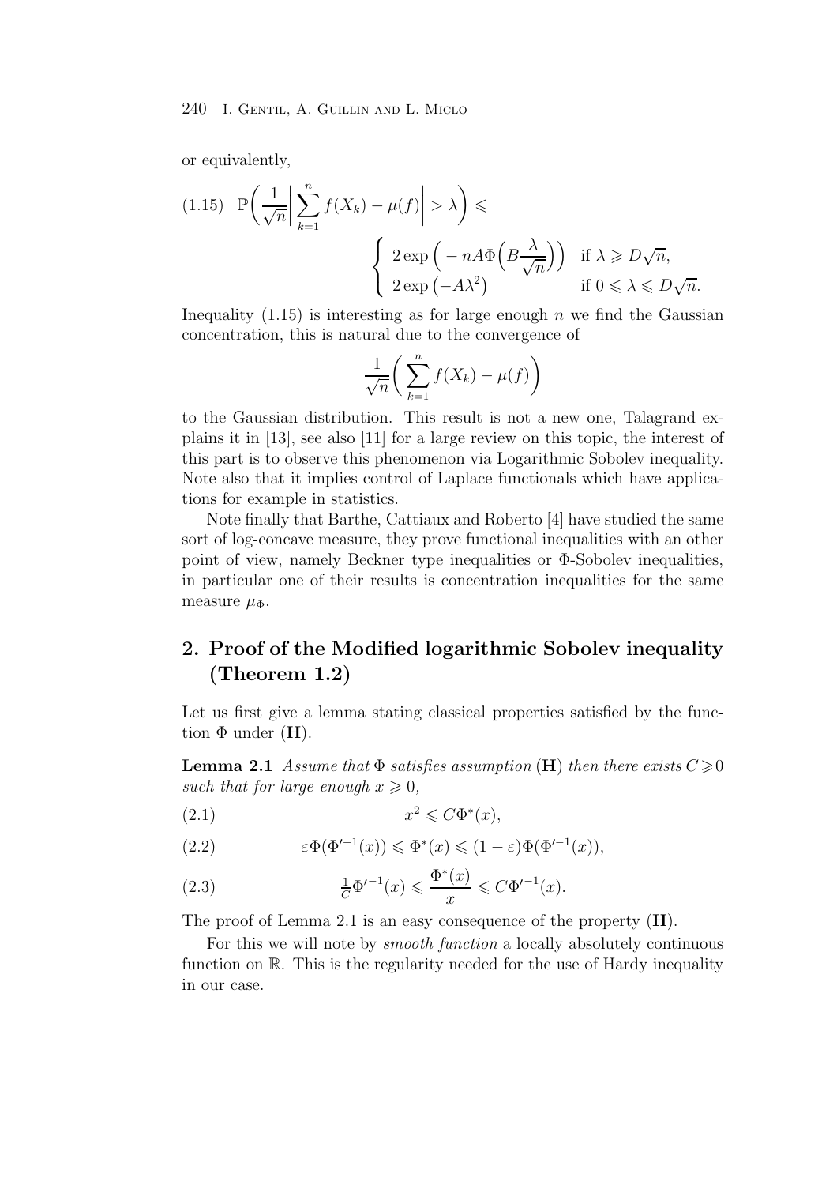or equivalently,

$$
(1.15)\quad \mathbb{P}\left(\frac{1}{\sqrt{n}}\left|\sum_{k=1}^{n} f(X_k)-\mu(f)\right|>\lambda\right)\leqslant \begin{cases} 2\exp\Big(-nA\Phi\Big(B\dfrac{\lambda}{\sqrt{n}}\Big)\Big) & \text{if } \lambda\geqslant D\sqrt{n},\\ 2\exp\left(-A\lambda^2\right) & \text{if } 0\leqslant\lambda\leqslant D\sqrt{n}.\end{cases}
$$

Inequality (1.15) is interesting as for large enough $n$ we find the Gaussian concentration, this is natural due to the convergence of

$$
\frac{1}{\sqrt{n}}\bigg(\sum_{k=1}^{n} f(X_k)-\mu(f)\bigg)
$$

to the Gaussian distribution. This result is not a new one, Talagrand explains it in [13], see also [11] for a large review on this topic, the interest of this part is to observe this phenomenon via Logarithmic Sobolev inequality. Note also that it implies control of Laplace functionals which have applications for example in statistics.

Note finally that Barthe, Cattiaux and Roberto [4] have studied the same sort of log-concave measure, they prove functional inequalities with an other point of view, namely Beckner type inequalities or $\Phi$-Sobolev inequalities, in particular one of their results is concentration inequalities for the same measure $\mu_\Phi$.

## 2. Proof of the Modified logarithmic Sobolev inequality (Theorem 1.2)

Let us first give a lemma stating classical properties satisfied by the function $\Phi$ under (**H**).

**Lemma 2.1** *Assume that $\Phi$ satisfies assumption* (**H**) *then there exists $C\geqslant 0$ such that for large enough $x\geqslant 0$,*

$$
(2.1)\qquad x^2\leqslant C\Phi^*(x),
$$

$$
(2.2)\qquad \varepsilon\Phi(\Phi'^{-1}(x))\leqslant\Phi^*(x)\leqslant(1-\varepsilon)\Phi(\Phi'^{-1}(x)),
$$

$$
(2.3)\qquad \tfrac{1}{C}\Phi'^{-1}(x)\leqslant\frac{\Phi^*(x)}{x}\leqslant C\Phi'^{-1}(x).
$$

The proof of Lemma 2.1 is an easy consequence of the property (**H**).

For this we will note by *smooth function* a locally absolutely continuous function on $\mathbb{R}$. This is the regularity needed for the use of Hardy inequality in our case.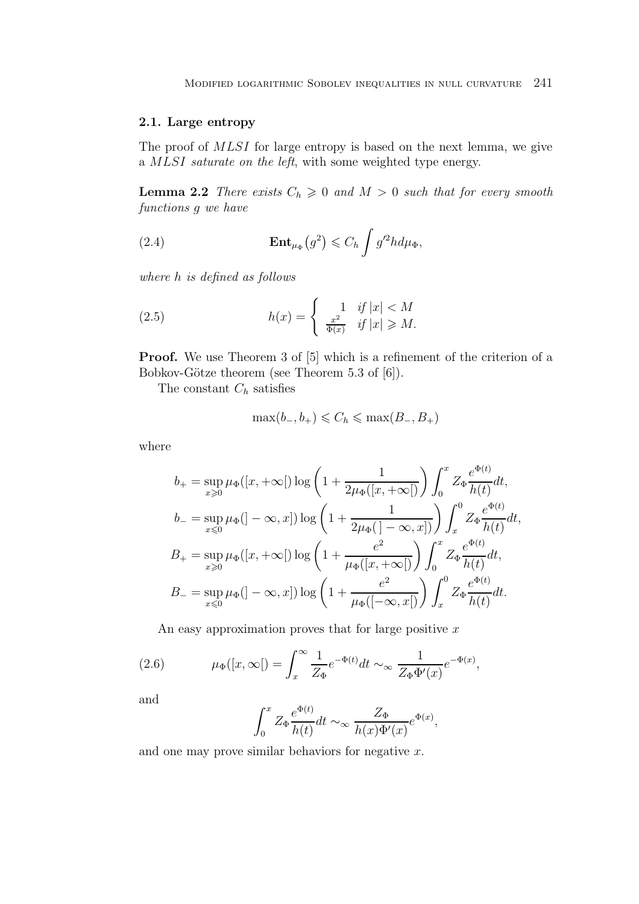### 2.1. Large entropy

The proof of *MLSI* for large entropy is based on the next lemma, we give a *MLSI saturate on the left*, with some weighted type energy.

**Lemma 2.2** *There exists $C_h \geqslant 0$ and $M > 0$ such that for every smooth functions $g$ we have*

$$\mathbf{Ent}_{\mu_\Phi}\big(g^2\big) \leqslant C_h \int g'^2 h d\mu_\Phi, \tag{2.4}$$

*where $h$ is defined as follows*

$$h(x) = \begin{cases} 1 & \text{if } |x| < M \\ \frac{x^2}{\Phi(x)} & \text{if } |x| \geqslant M. \end{cases} \tag{2.5}$$

**Proof.** We use Theorem 3 of [5] which is a refinement of the criterion of a Bobkov-Götze theorem (see Theorem 5.3 of [6]).

The constant $C_h$ satisfies

$$\max(b_-, b_+) \leqslant C_h \leqslant \max(B_-, B_+)$$

where

$$\begin{aligned}
b_+ &= \sup_{x \geqslant 0} \mu_\Phi([x, +\infty[) \log\left(1 + \frac{1}{2\mu_\Phi([x, +\infty[)}\right) \int_0^x Z_\Phi \frac{e^{\Phi(t)}}{h(t)} dt, \\
b_- &= \sup_{x \leqslant 0} \mu_\Phi(]-\infty, x]) \log\left(1 + \frac{1}{2\mu_\Phi(]-\infty, x])}\right) \int_x^0 Z_\Phi \frac{e^{\Phi(t)}}{h(t)} dt, \\
B_+ &= \sup_{x \geqslant 0} \mu_\Phi([x, +\infty[) \log\left(1 + \frac{e^2}{\mu_\Phi([x, +\infty[)}\right) \int_0^x Z_\Phi \frac{e^{\Phi(t)}}{h(t)} dt, \\
B_- &= \sup_{x \leqslant 0} \mu_\Phi(]-\infty, x]) \log\left(1 + \frac{e^2}{\mu_\Phi([-\infty, x[)}\right) \int_x^0 Z_\Phi \frac{e^{\Phi(t)}}{h(t)} dt.
\end{aligned}$$

An easy approximation proves that for large positive $x$

$$\mu_\Phi([x, \infty[) = \int_x^\infty \frac{1}{Z_\Phi} e^{-\Phi(t)} dt \sim_\infty \frac{1}{Z_\Phi \Phi'(x)} e^{-\Phi(x)}, \tag{2.6}$$

and

$$\int_0^x Z_\Phi \frac{e^{\Phi(t)}}{h(t)} dt \sim_\infty \frac{Z_\Phi}{h(x)\Phi'(x)} e^{\Phi(x)},$$

and one may prove similar behaviors for negative $x$.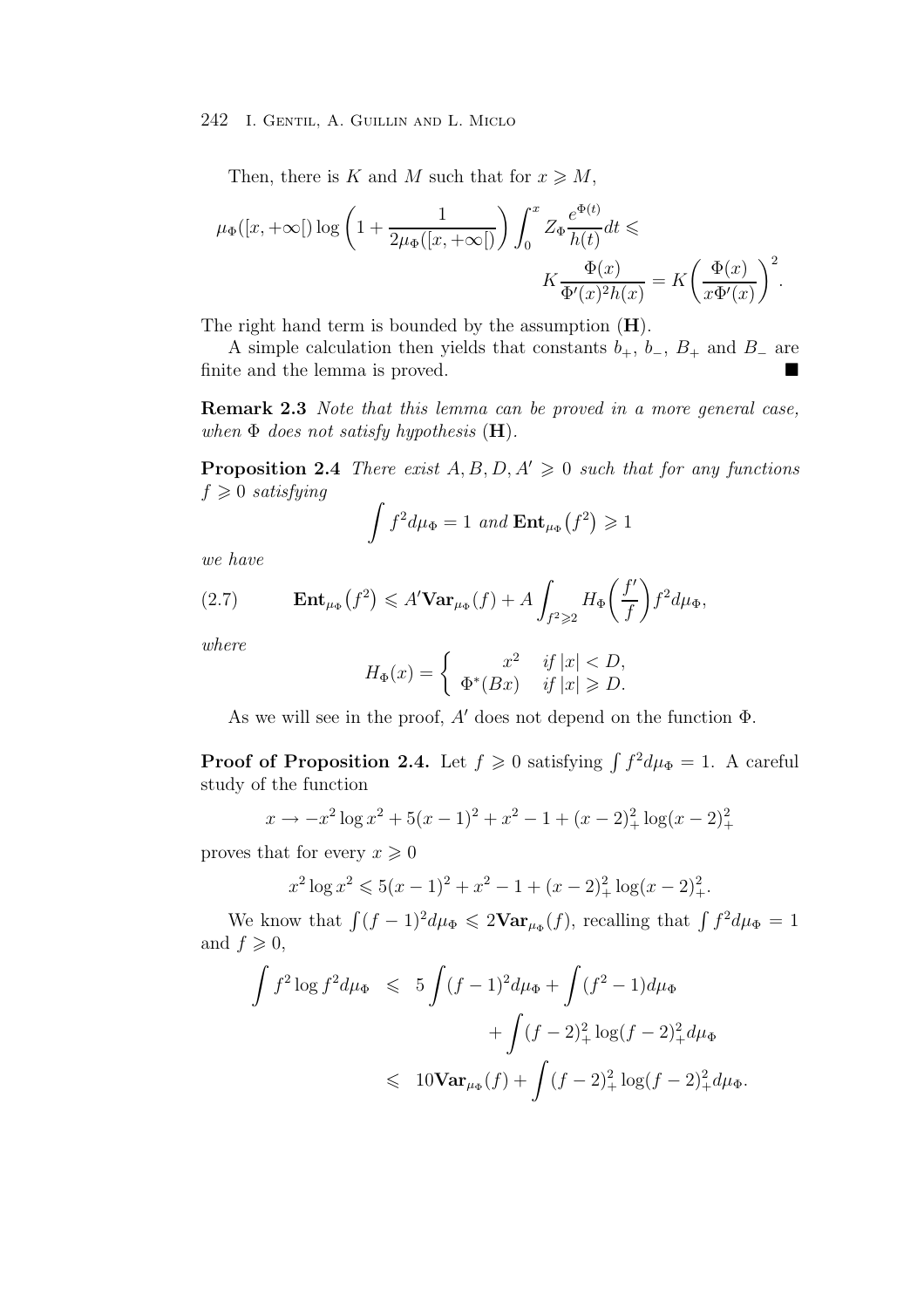Then, there is $K$ and $M$ such that for $x \geqslant M$,

$$\mu_\Phi([x,+\infty[)\log\left(1+\frac{1}{2\mu_\Phi([x,+\infty[)}\right)\int_0^x Z_\Phi \frac{e^{\Phi(t)}}{h(t)}dt \leqslant K\frac{\Phi(x)}{\Phi'(x)^2 h(x)} = K\left(\frac{\Phi(x)}{x\Phi'(x)}\right)^2.$$

The right hand term is bounded by the assumption (**H**).

A simple calculation then yields that constants $b_+$, $b_-$, $B_+$ and $B_-$ are finite and the lemma is proved. ∎

**Remark 2.3** *Note that this lemma can be proved in a more general case, when $\Phi$ does not satisfy hypothesis* (**H**).

**Proposition 2.4** *There exist $A, B, D, A' \geqslant 0$ such that for any functions $f \geqslant 0$ satisfying*

$$\int f^2 d\mu_\Phi = 1 \text{ and } \mathbf{Ent}_{\mu_\Phi}\big(f^2\big) \geqslant 1$$

*we have*

$$\mathbf{Ent}_{\mu_\Phi}\big(f^2\big) \leqslant A'\mathbf{Var}_{\mu_\Phi}(f) + A\int_{f^2\geqslant 2} H_\Phi\bigg(\frac{f'}{f}\bigg) f^2 d\mu_\Phi, \tag{2.7}$$

*where*

$$H_\Phi(x) = \begin{cases} x^2 & \text{if } |x| < D, \\ \Phi^*(Bx) & \text{if } |x| \geqslant D. \end{cases}$$

As we will see in the proof, $A'$ does not depend on the function $\Phi$.

**Proof of Proposition 2.4.** Let $f \geqslant 0$ satisfying $\int f^2 d\mu_\Phi = 1$. A careful study of the function

$$x \to -x^2\log x^2 + 5(x-1)^2 + x^2 - 1 + (x-2)_+^2\log(x-2)_+^2$$

proves that for every $x \geqslant 0$

$$x^2\log x^2 \leqslant 5(x-1)^2 + x^2 - 1 + (x-2)_+^2\log(x-2)_+^2.$$

We know that $\int (f-1)^2 d\mu_\Phi \leqslant 2\mathbf{Var}_{\mu_\Phi}(f)$, recalling that $\int f^2 d\mu_\Phi = 1$ and $f \geqslant 0$,

$$\begin{aligned}\int f^2\log f^2 d\mu_\Phi &\leqslant 5\int (f-1)^2 d\mu_\Phi + \int (f^2-1)d\mu_\Phi \\ &\qquad + \int (f-2)_+^2\log(f-2)_+^2 d\mu_\Phi \\ &\leqslant 10\mathbf{Var}_{\mu_\Phi}(f) + \int (f-2)_+^2\log(f-2)_+^2 d\mu_\Phi.\end{aligned}$$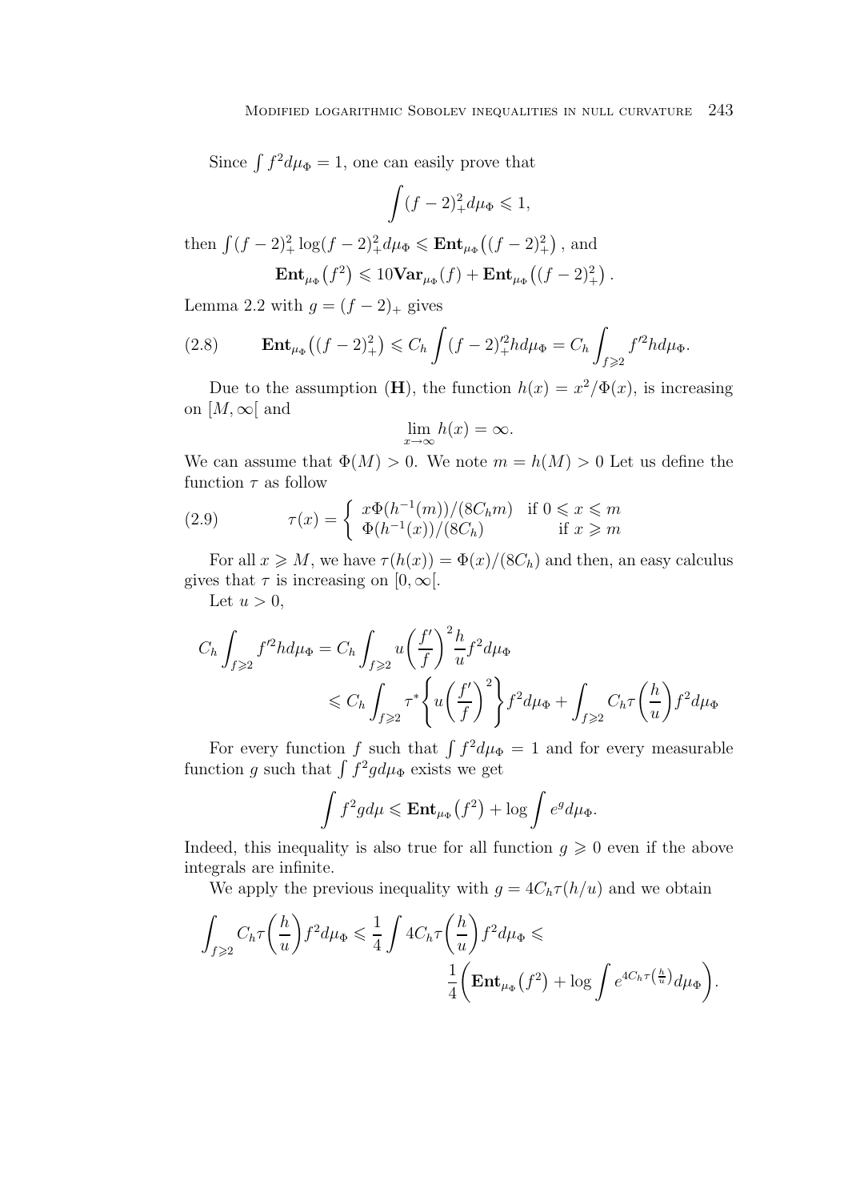Since $\int f^2 d\mu_\Phi = 1$, one can easily prove that

$$\int (f-2)_+^2 d\mu_\Phi \leqslant 1,$$

then $\int (f-2)_+^2 \log(f-2)_+^2 d\mu_\Phi \leqslant \mathbf{Ent}_{\mu_\Phi}\big((f-2)_+^2\big)$, and

$$\mathbf{Ent}_{\mu_\Phi}\big(f^2\big) \leqslant 10\mathbf{Var}_{\mu_\Phi}(f) + \mathbf{Ent}_{\mu_\Phi}\big((f-2)_+^2\big).$$

Lemma 2.2 with $g = (f-2)_+$ gives

$$\mathbf{Ent}_{\mu_\Phi}\big((f-2)_+^2\big) \leqslant C_h \int (f-2)_+'^2 h d\mu_\Phi = C_h \int_{f\geqslant 2} f'^2 h d\mu_\Phi. \tag{2.8}$$

Due to the assumption (**H**), the function $h(x) = x^2/\Phi(x)$, is increasing on $[M, \infty[$ and

$$\lim_{x\to\infty} h(x) = \infty.$$

We can assume that $\Phi(M) > 0$. We note $m = h(M) > 0$ Let us define the function $\tau$ as follow

$$\tau(x) = \begin{cases} x\Phi(h^{-1}(m))/(8C_h m) & \text{if } 0 \leqslant x \leqslant m \\ \Phi(h^{-1}(x))/(8C_h) & \text{if } x \geqslant m \end{cases} \tag{2.9}$$

For all $x \geqslant M$, we have $\tau(h(x)) = \Phi(x)/(8C_h)$ and then, an easy calculus gives that $\tau$ is increasing on $[0, \infty[$.

Let $u > 0$,

$$\begin{aligned} C_h \int_{f\geqslant 2} f'^2 h d\mu_\Phi &= C_h \int_{f\geqslant 2} u\left(\frac{f'}{f}\right)^2 \frac{h}{u} f^2 d\mu_\Phi \\ &\leqslant C_h \int_{f\geqslant 2} \tau^*\left\{u\left(\frac{f'}{f}\right)^2\right\} f^2 d\mu_\Phi + \int_{f\geqslant 2} C_h \tau\left(\frac{h}{u}\right) f^2 d\mu_\Phi \end{aligned}$$

For every function $f$ such that $\int f^2 d\mu_\Phi = 1$ and for every measurable function $g$ such that $\int f^2 g d\mu_\Phi$ exists we get

$$\int f^2 g d\mu \leqslant \mathbf{Ent}_{\mu_\Phi}\big(f^2\big) + \log \int e^g d\mu_\Phi.$$

Indeed, this inequality is also true for all function $g \geqslant 0$ even if the above integrals are infinite.

We apply the previous inequality with $g = 4C_h \tau(h/u)$ and we obtain

$$\int_{f\geqslant 2} C_h \tau\left(\frac{h}{u}\right) f^2 d\mu_\Phi \leqslant \frac{1}{4} \int 4C_h \tau\left(\frac{h}{u}\right) f^2 d\mu_\Phi \leqslant \frac{1}{4}\left(\mathbf{Ent}_{\mu_\Phi}\big(f^2\big) + \log \int e^{4C_h \tau\left(\frac{h}{u}\right)} d\mu_\Phi\right).$$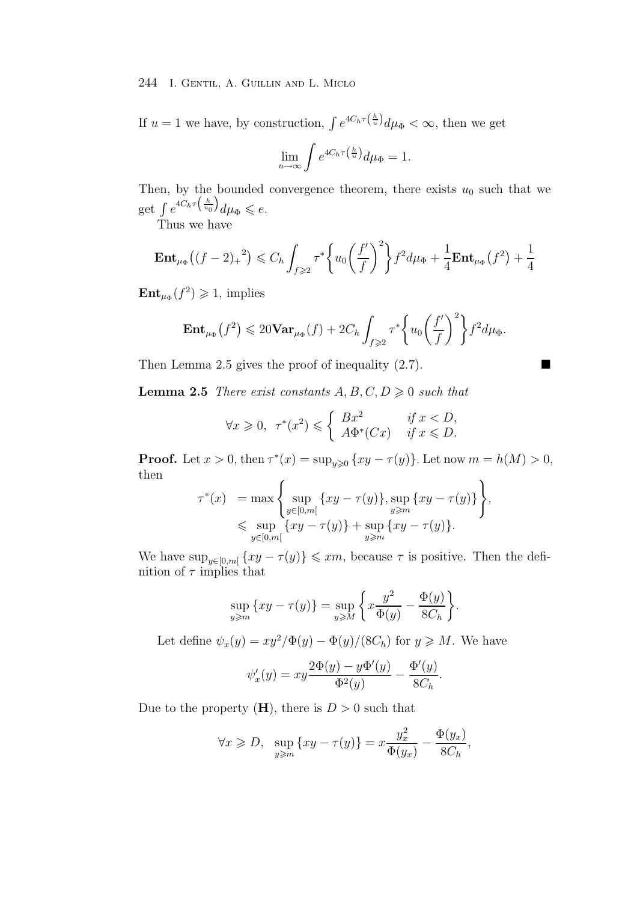If $u = 1$ we have, by construction, $\int e^{4C_h \tau\left(\frac{h}{u}\right)} d\mu_\Phi < \infty$, then we get

$$\lim_{u\to\infty} \int e^{4C_h \tau\left(\frac{h}{u}\right)} d\mu_\Phi = 1.$$

Then, by the bounded convergence theorem, there exists $u_0$ such that we get $\int e^{4C_h \tau\left(\frac{h}{u_0}\right)} d\mu_\Phi \leqslant e$.

Thus we have

$$\mathbf{Ent}_{\mu_\Phi}\big({(f-2)_+}^2\big) \leqslant C_h \int_{f\geqslant 2} \tau^*\left\{u_0\left(\frac{f'}{f}\right)^2\right\} f^2 d\mu_\Phi + \frac{1}{4}\mathbf{Ent}_{\mu_\Phi}\big(f^2\big) + \frac{1}{4}$$

$\mathbf{Ent}_{\mu_\Phi}(f^2) \geqslant 1$, implies

$$\mathbf{Ent}_{\mu_\Phi}\big(f^2\big) \leqslant 20\mathbf{Var}_{\mu_\Phi}(f) + 2C_h \int_{f\geqslant 2} \tau^*\left\{u_0\left(\frac{f'}{f}\right)^2\right\} f^2 d\mu_\Phi.$$

Then Lemma 2.5 gives the proof of inequality (2.7). ■

**Lemma 2.5** *There exist constants $A, B, C, D \geqslant 0$ such that*

$$\forall x \geqslant 0,\ \ \tau^*(x^2) \leqslant \begin{cases} Bx^2 & \text{if } x < D, \\ A\Phi^*(Cx) & \text{if } x \leqslant D. \end{cases}$$

**Proof.** Let $x > 0$, then $\tau^*(x) = \sup_{y\geqslant 0}\{xy - \tau(y)\}$. Let now $m = h(M) > 0$, then

$$\begin{aligned}
\tau^*(x) &= \max\left\{\sup_{y\in[0,m[}\{xy-\tau(y)\}, \sup_{y\geqslant m}\{xy-\tau(y)\}\right\}, \\
&\leqslant \sup_{y\in[0,m[}\{xy-\tau(y)\} + \sup_{y\geqslant m}\{xy-\tau(y)\}.
\end{aligned}$$

We have $\sup_{y\in[0,m[}\{xy-\tau(y)\} \leqslant xm$, because $\tau$ is positive. Then the definition of $\tau$ implies that

$$\sup_{y\geqslant m}\{xy-\tau(y)\} = \sup_{y\geqslant M}\left\{x\frac{y^2}{\Phi(y)} - \frac{\Phi(y)}{8C_h}\right\}.$$

Let define $\psi_x(y) = xy^2/\Phi(y) - \Phi(y)/(8C_h)$ for $y \geqslant M$. We have

$$\psi_x'(y) = xy\frac{2\Phi(y) - y\Phi'(y)}{\Phi^2(y)} - \frac{\Phi'(y)}{8C_h}.$$

Due to the property (**H**), there is $D > 0$ such that

$$\forall x \geqslant D,\ \ \sup_{y\geqslant m}\{xy-\tau(y)\} = x\frac{y_x^2}{\Phi(y_x)} - \frac{\Phi(y_x)}{8C_h},$$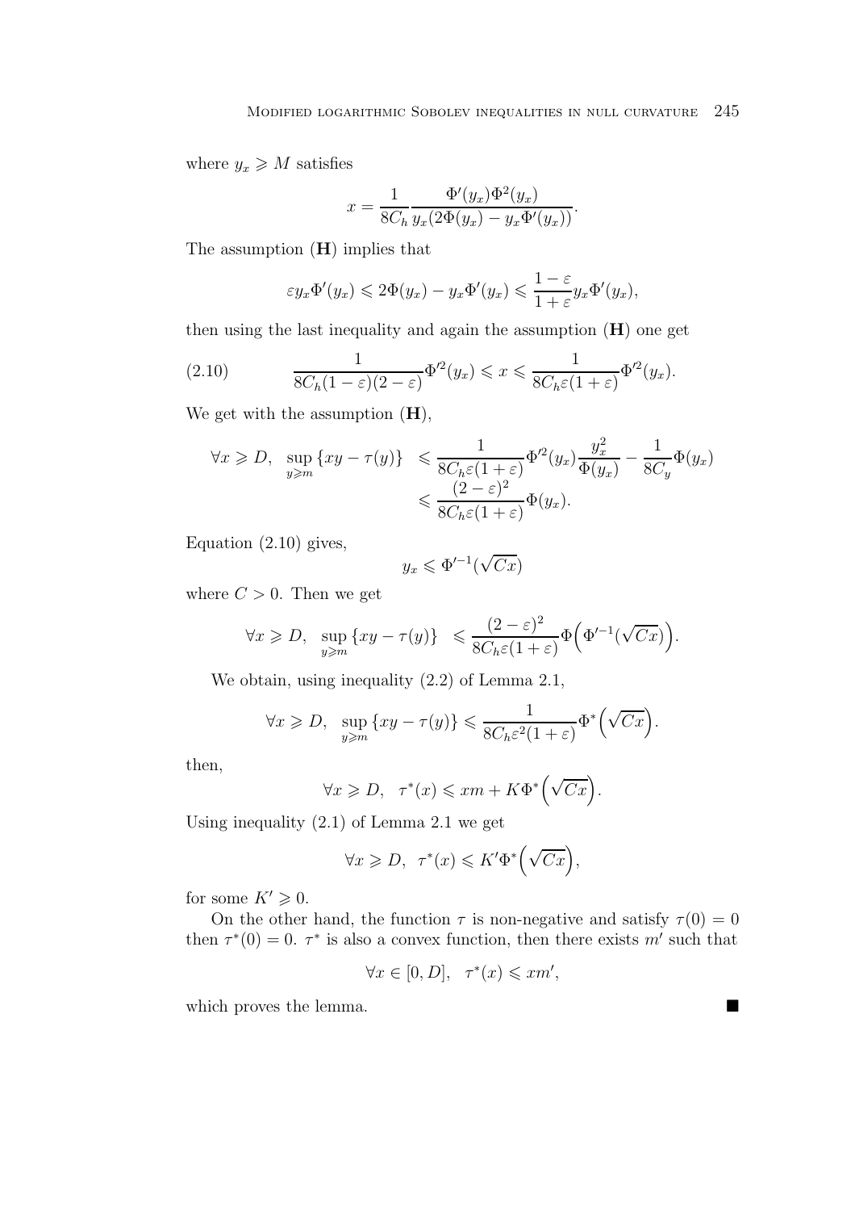where $y_x \geqslant M$ satisfies

$$x = \frac{1}{8C_h} \frac{\Phi'(y_x)\Phi^2(y_x)}{y_x(2\Phi(y_x) - y_x\Phi'(y_x))}.$$

The assumption (**H**) implies that

$$\varepsilon y_x \Phi'(y_x) \leqslant 2\Phi(y_x) - y_x\Phi'(y_x) \leqslant \frac{1-\varepsilon}{1+\varepsilon} y_x \Phi'(y_x),$$

then using the last inequality and again the assumption (**H**) one get

$$\frac{1}{8C_h(1-\varepsilon)(2-\varepsilon)} \Phi'^2(y_x) \leqslant x \leqslant \frac{1}{8C_h\varepsilon(1+\varepsilon)} \Phi'^2(y_x). \tag{2.10}$$

We get with the assumption (**H**),

$$\begin{aligned} \forall x \geqslant D, \ \sup_{y \geqslant m} \{xy - \tau(y)\} \ &\leqslant \frac{1}{8C_h\varepsilon(1+\varepsilon)} \Phi'^2(y_x) \frac{y_x^2}{\Phi(y_x)} - \frac{1}{8C_y}\Phi(y_x) \\ &\leqslant \frac{(2-\varepsilon)^2}{8C_h\varepsilon(1+\varepsilon)} \Phi(y_x). \end{aligned}$$

Equation (2.10) gives,

$$y_x \leqslant \Phi'^{-1}(\sqrt{Cx})$$

where $C > 0$. Then we get

$$\forall x \geqslant D, \ \sup_{y \geqslant m} \{xy - \tau(y)\} \ \leqslant \frac{(2-\varepsilon)^2}{8C_h\varepsilon(1+\varepsilon)} \Phi\Big(\Phi'^{-1}(\sqrt{Cx})\Big).$$

We obtain, using inequality (2.2) of Lemma 2.1,

$$\forall x \geqslant D, \ \sup_{y \geqslant m} \{xy - \tau(y)\} \leqslant \frac{1}{8C_h\varepsilon^2(1+\varepsilon)} \Phi^*\Big(\sqrt{Cx}\Big).$$

then,

$$\forall x \geqslant D, \ \ \tau^*(x) \leqslant xm + K\Phi^*\Big(\sqrt{Cx}\Big).$$

Using inequality (2.1) of Lemma 2.1 we get

$$\forall x \geqslant D, \ \ \tau^*(x) \leqslant K'\Phi^*\Big(\sqrt{Cx}\Big),$$

for some $K' \geqslant 0$.

On the other hand, the function $\tau$ is non-negative and satisfy $\tau(0) = 0$ then $\tau^*(0) = 0$. $\tau^*$ is also a convex function, then there exists $m'$ such that

$$\forall x \in [0, D], \ \ \tau^*(x) \leqslant xm',$$

which proves the lemma. ∎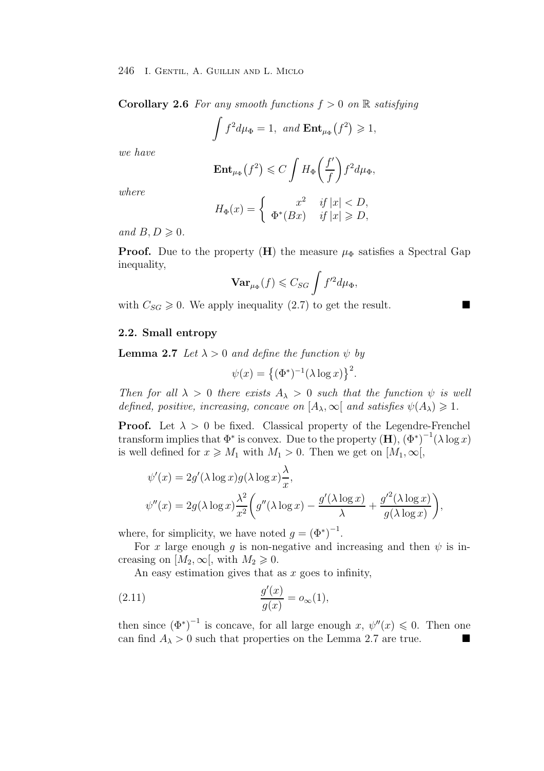**Corollary 2.6** *For any smooth functions $f > 0$ on $\mathbb{R}$ satisfying*

$$\int f^2 d\mu_\Phi = 1, \text{ and } \mathbf{Ent}_{\mu_\Phi}\big(f^2\big) \geqslant 1,$$

*we have*

$$\mathbf{Ent}_{\mu_\Phi}\big(f^2\big) \leqslant C \int H_\Phi\bigg(\frac{f'}{f}\bigg) f^2 d\mu_\Phi,$$

*where*

$$H_\Phi(x) = \begin{cases} x^2 & \text{if } |x| < D, \\ \Phi^*(Bx) & \text{if } |x| \geqslant D, \end{cases}$$

*and $B, D \geqslant 0$.*

**Proof.** Due to the property (**H**) the measure $\mu_\Phi$ satisfies a Spectral Gap inequality,

$$\mathbf{Var}_{\mu_\Phi}(f) \leqslant C_{SG} \int f'^2 d\mu_\Phi,$$

with $C_{SG} \geqslant 0$. We apply inequality (2.7) to get the result. ∎

### 2.2. Small entropy

**Lemma 2.7** *Let $\lambda > 0$ and define the function $\psi$ by*

$$\psi(x) = \big\{(\Phi^*)^{-1}(\lambda \log x)\big\}^2.$$

*Then for all $\lambda > 0$ there exists $A_\lambda > 0$ such that the function $\psi$ is well defined, positive, increasing, concave on $[A_\lambda, \infty[$ and satisfies $\psi(A_\lambda) \geqslant 1$.*

**Proof.** Let $\lambda > 0$ be fixed. Classical property of the Legendre-Frenchel transform implies that $\Phi^*$ is convex. Due to the property (**H**), $(\Phi^*)^{-1}(\lambda \log x)$ is well defined for $x \geqslant M_1$ with $M_1 > 0$. Then we get on $[M_1, \infty[$,

$$\psi'(x) = 2g'(\lambda \log x) g(\lambda \log x) \frac{\lambda}{x},$$

$$\psi''(x) = 2g(\lambda \log x) \frac{\lambda^2}{x^2}\bigg(g''(\lambda \log x) - \frac{g'(\lambda \log x)}{\lambda} + \frac{g'^2(\lambda \log x)}{g(\lambda \log x)}\bigg),$$

where, for simplicity, we have noted $g = (\Phi^*)^{-1}$.

For $x$ large enough $g$ is non-negative and increasing and then $\psi$ is increasing on $[M_2, \infty[$, with $M_2 \geqslant 0$.

An easy estimation gives that as $x$ goes to infinity,

$$\frac{g'(x)}{g(x)} = o_\infty(1), \tag{2.11}$$

then since $(\Phi^*)^{-1}$ is concave, for all large enough $x$, $\psi''(x) \leqslant 0$. Then one can find $A_\lambda > 0$ such that properties on the Lemma 2.7 are true. ∎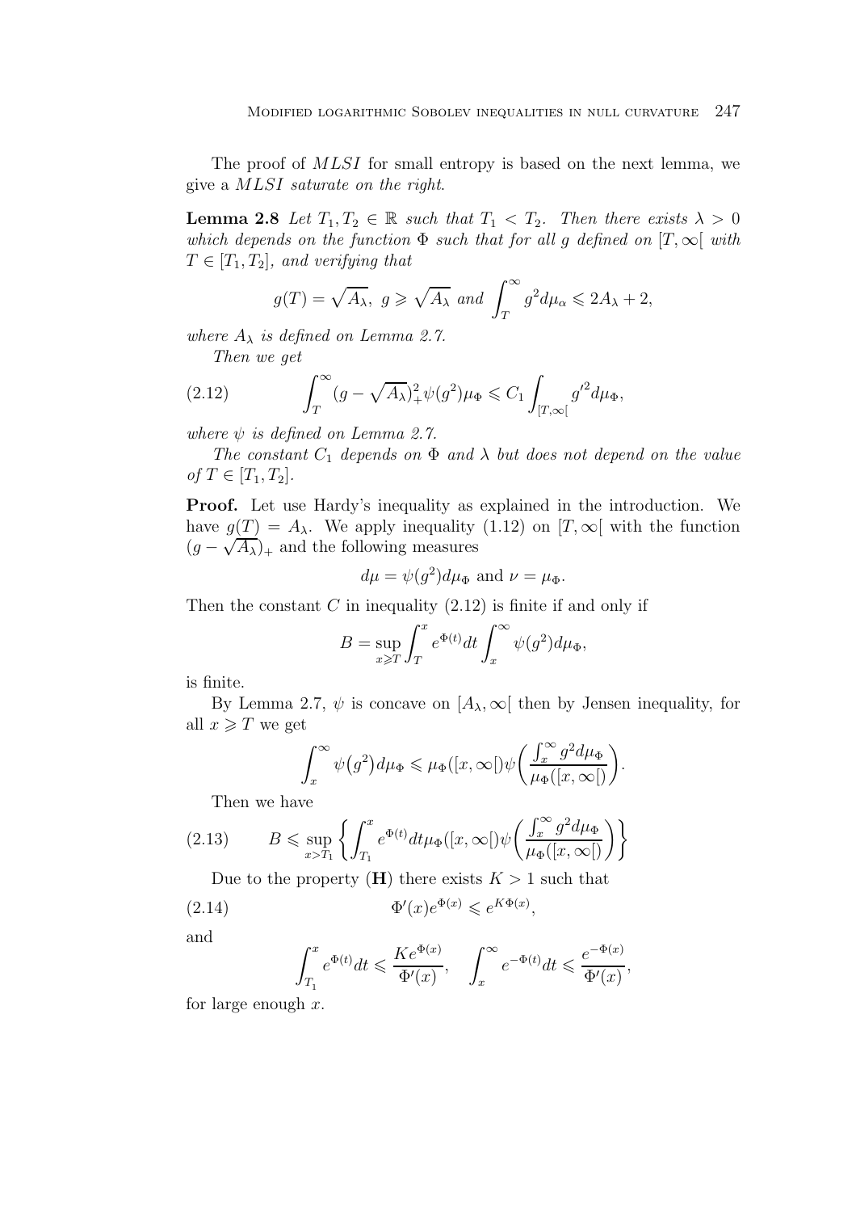The proof of $MLSI$ for small entropy is based on the next lemma, we give a *MLSI saturate on the right*.

**Lemma 2.8** *Let $T_1, T_2 \in \mathbb{R}$ such that $T_1 < T_2$. Then there exists $\lambda > 0$ which depends on the function $\Phi$ such that for all $g$ defined on $[T, \infty[$ with $T \in [T_1, T_2]$, and verifying that*

$$g(T) = \sqrt{A_\lambda}, \ g \geqslant \sqrt{A_\lambda} \text{ and } \int_T^\infty g^2 d\mu_\alpha \leqslant 2A_\lambda + 2,$$

*where $A_\lambda$ is defined on Lemma 2.7.*

*Then we get*

$$\int_T^\infty (g - \sqrt{A_\lambda})_+^2 \psi(g^2)\mu_\Phi \leqslant C_1 \int_{[T,\infty[} {g'}^2 d\mu_\Phi, \tag{2.12}$$

*where $\psi$ is defined on Lemma 2.7.*

*The constant $C_1$ depends on $\Phi$ and $\lambda$ but does not depend on the value of $T \in [T_1, T_2]$.*

**Proof.** Let use Hardy's inequality as explained in the introduction. We have $g(T) = A_\lambda$. We apply inequality (1.12) on $[T, \infty[$ with the function $(g - \sqrt{A_\lambda})_+$ and the following measures

$$d\mu = \psi(g^2) d\mu_\Phi \text{ and } \nu = \mu_\Phi.$$

Then the constant $C$ in inequality (2.12) is finite if and only if

$$B = \sup_{x \geqslant T} \int_T^x e^{\Phi(t)} dt \int_x^\infty \psi(g^2) d\mu_\Phi,$$

is finite.

By Lemma 2.7, $\psi$ is concave on $[A_\lambda, \infty[$ then by Jensen inequality, for all $x \geqslant T$ we get

$$\int_x^\infty \psi\big(g^2\big) d\mu_\Phi \leqslant \mu_\Phi([x,\infty[)\psi\bigg(\frac{\int_x^\infty g^2 d\mu_\Phi}{\mu_\Phi([x,\infty[)}\bigg).$$

Then we have

$$B \leqslant \sup_{x > T_1} \left\{ \int_{T_1}^x e^{\Phi(t)} dt \mu_\Phi([x,\infty[)\psi\bigg(\frac{\int_x^\infty g^2 d\mu_\Phi}{\mu_\Phi([x,\infty[)}\bigg) \right\} \tag{2.13}$$

Due to the property (**H**) there exists $K > 1$ such that

$$\Phi'(x) e^{\Phi(x)} \leqslant e^{K\Phi(x)}, \tag{2.14}$$

and

$$\int_{T_1}^x e^{\Phi(t)} dt \leqslant \frac{K e^{\Phi(x)}}{\Phi'(x)}, \quad \int_x^\infty e^{-\Phi(t)} dt \leqslant \frac{e^{-\Phi(x)}}{\Phi'(x)},$$

for large enough $x$.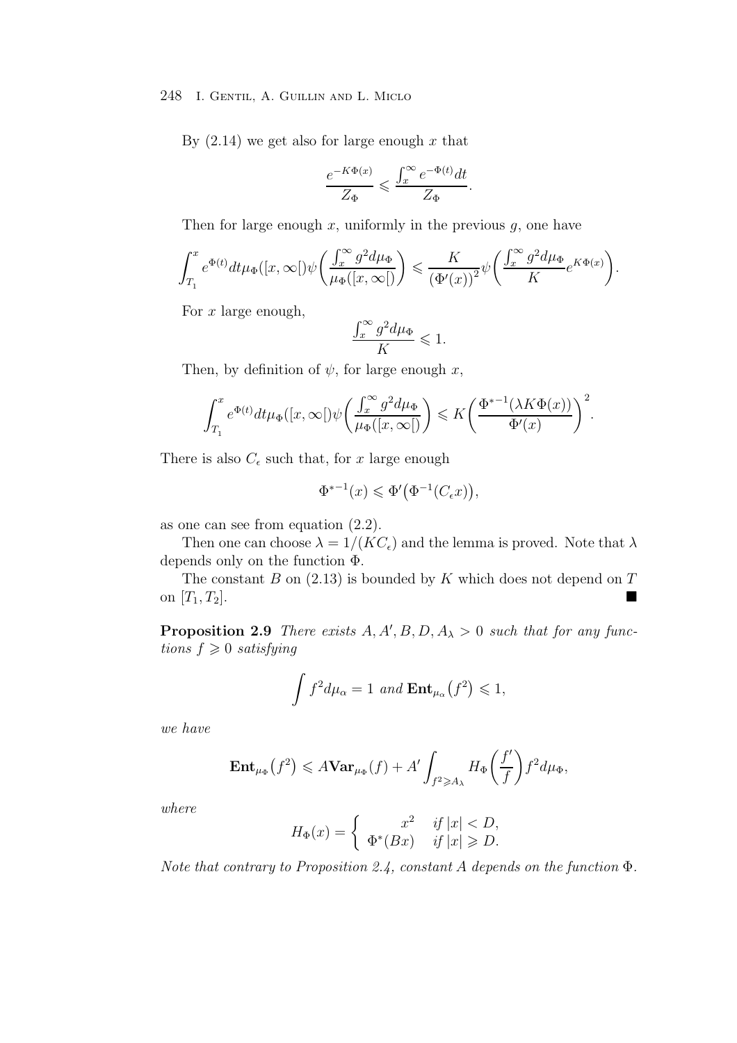By (2.14) we get also for large enough $x$ that

$$\frac{e^{-K\Phi(x)}}{Z_\Phi} \leqslant \frac{\int_x^\infty e^{-\Phi(t)} dt}{Z_\Phi}.$$

Then for large enough $x$, uniformly in the previous $g$, one have

$$\int_{T_1}^x e^{\Phi(t)} dt \mu_\Phi([x,\infty[) \psi\bigg(\frac{\int_x^\infty g^2 d\mu_\Phi}{\mu_\Phi([x,\infty[)}\bigg) \leqslant \frac{K}{(\Phi'(x))^2} \psi\bigg(\frac{\int_x^\infty g^2 d\mu_\Phi}{K} e^{K\Phi(x)}\bigg).$$

For $x$ large enough,

$$\frac{\int_x^\infty g^2 d\mu_\Phi}{K} \leqslant 1.$$

Then, by definition of $\psi$, for large enough $x$,

$$\int_{T_1}^x e^{\Phi(t)} dt \mu_\Phi([x,\infty[) \psi\bigg(\frac{\int_x^\infty g^2 d\mu_\Phi}{\mu_\Phi([x,\infty[)}\bigg) \leqslant K\bigg(\frac{\Phi^{*-1}(\lambda K \Phi(x))}{\Phi'(x)}\bigg)^2.$$

There is also $C_\epsilon$ such that, for $x$ large enough

$$\Phi^{*-1}(x) \leqslant \Phi'\big(\Phi^{-1}(C_\epsilon x)\big),$$

as one can see from equation (2.2).

Then one can choose $\lambda = 1/(KC_\epsilon)$ and the lemma is proved. Note that $\lambda$ depends only on the function $\Phi$.

The constant $B$ on (2.13) is bounded by $K$ which does not depend on $T$ on $[T_1, T_2]$. ∎

**Proposition 2.9** *There exists $A, A', B, D, A_\lambda > 0$ such that for any functions $f \geqslant 0$ satisfying*

$$\int f^2 d\mu_\alpha = 1 \text{ and } \mathbf{Ent}_{\mu_\alpha}\big(f^2\big) \leqslant 1,$$

*we have*

$$\mathbf{Ent}_{\mu_\Phi}\big(f^2\big) \leqslant A\mathbf{Var}_{\mu_\Phi}(f) + A' \int_{f^2 \geqslant A_\lambda} H_\Phi\bigg(\frac{f'}{f}\bigg) f^2 d\mu_\Phi,$$

*where*

$$H_\Phi(x) = \begin{cases} x^2 & \text{if } |x| < D, \\ \Phi^*(Bx) & \text{if } |x| \geqslant D. \end{cases}$$

*Note that contrary to Proposition 2.4, constant $A$ depends on the function $\Phi$.*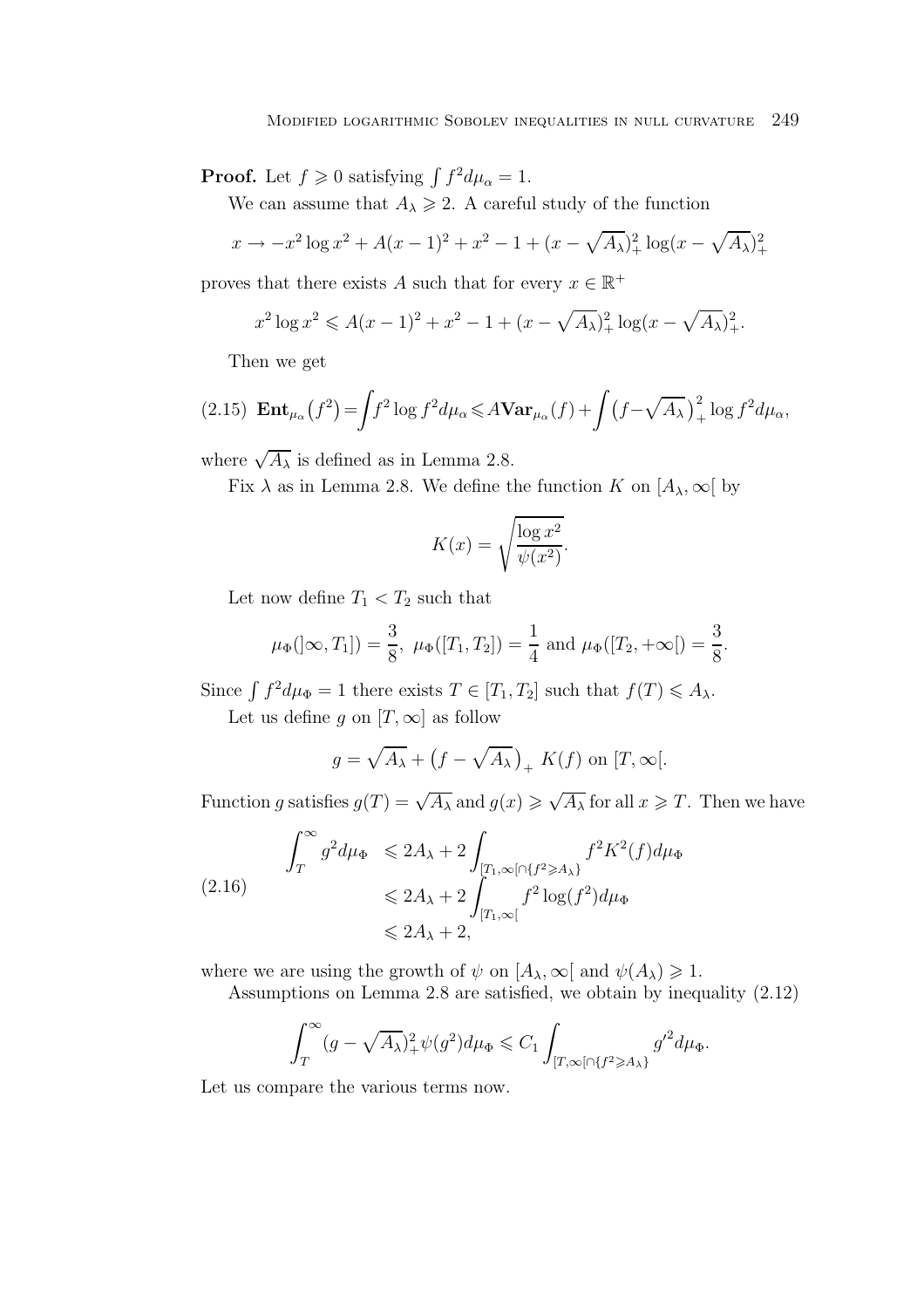**Proof.** Let $f \geqslant 0$ satisfying $\int f^2 d\mu_\alpha = 1$.

We can assume that $A_\lambda \geqslant 2$. A careful study of the function

$$x \to -x^2 \log x^2 + A(x-1)^2 + x^2 - 1 + (x - \sqrt{A_\lambda})_+^2 \log(x - \sqrt{A_\lambda})_+^2$$

proves that there exists $A$ such that for every $x \in \mathbb{R}^+$

$$x^2 \log x^2 \leqslant A(x-1)^2 + x^2 - 1 + (x - \sqrt{A_\lambda})_+^2 \log(x - \sqrt{A_\lambda})_+^2.$$

Then we get

$$\textbf{Ent}_{\mu_\alpha}\big(f^2\big) = \int f^2 \log f^2 d\mu_\alpha \leqslant A \textbf{Var}_{\mu_\alpha}(f) + \int \big(f - \sqrt{A_\lambda}\big)_+^2 \log f^2 d\mu_\alpha, \tag{2.15}$$

where $\sqrt{A_\lambda}$ is defined as in Lemma 2.8.

Fix $\lambda$ as in Lemma 2.8. We define the function $K$ on $[A_\lambda, \infty[$ by

$$K(x) = \sqrt{\frac{\log x^2}{\psi(x^2)}}.$$

Let now define $T_1 < T_2$ such that

$$\mu_\Phi(]\infty, T_1]) = \frac{3}{8},\ \mu_\Phi([T_1, T_2]) = \frac{1}{4} \text{ and } \mu_\Phi([T_2, +\infty[) = \frac{3}{8}.$$

Since $\int f^2 d\mu_\Phi = 1$ there exists $T \in [T_1, T_2]$ such that $f(T) \leqslant A_\lambda$.

Let us define $g$ on $[T, \infty]$ as follow

$$g = \sqrt{A_\lambda} + \big(f - \sqrt{A_\lambda}\big)_+ K(f) \text{ on } [T, \infty[.$$

Function $g$ satisfies $g(T) = \sqrt{A_\lambda}$ and $g(x) \geqslant \sqrt{A_\lambda}$ for all $x \geqslant T$. Then we have

$$\begin{aligned} \int_T^\infty g^2 d\mu_\Phi &\leqslant 2A_\lambda + 2\int_{[T_1,\infty[\cap\{f^2 \geqslant A_\lambda\}} f^2 K^2(f) d\mu_\Phi \\ &\leqslant 2A_\lambda + 2\int_{[T_1,\infty[} f^2 \log(f^2) d\mu_\Phi \\ &\leqslant 2A_\lambda + 2, \end{aligned} \tag{2.16}$$

where we are using the growth of $\psi$ on $[A_\lambda, \infty[$ and $\psi(A_\lambda) \geqslant 1$.

Assumptions on Lemma 2.8 are satisfied, we obtain by inequality (2.12)

$$\int_T^\infty (g - \sqrt{A_\lambda})_+^2 \psi(g^2) d\mu_\Phi \leqslant C_1 \int_{[T,\infty[\cap\{f^2 \geqslant A_\lambda\}} {g'}^2 d\mu_\Phi.$$

Let us compare the various terms now.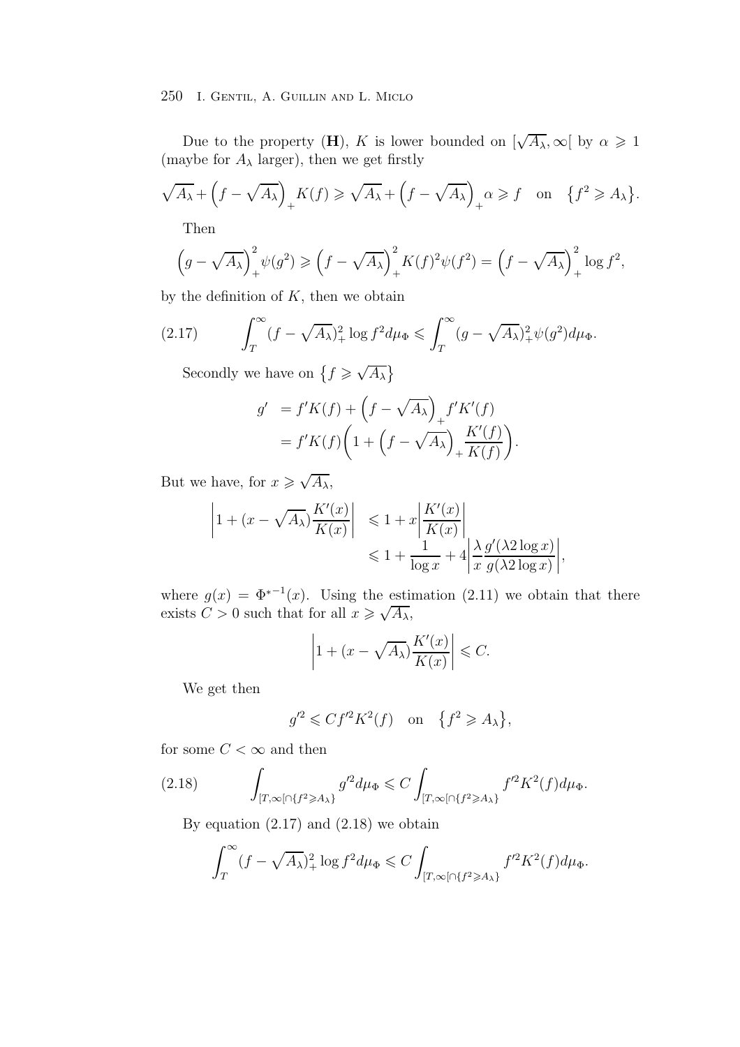Due to the property (**H**), $K$ is lower bounded on $[\sqrt{A_\lambda}, \infty[$ by $\alpha \geqslant 1$ (maybe for $A_\lambda$ larger), then we get firstly

$$\sqrt{A_\lambda} + \left(f - \sqrt{A_\lambda}\right)_+ K(f) \geqslant \sqrt{A_\lambda} + \left(f - \sqrt{A_\lambda}\right)_+ \alpha \geqslant f \quad \text{on} \quad \left\{f^2 \geqslant A_\lambda\right\}.$$

Then

$$\left(g - \sqrt{A_\lambda}\right)_+^2 \psi(g^2) \geqslant \left(f - \sqrt{A_\lambda}\right)_+^2 K(f)^2 \psi(f^2) = \left(f - \sqrt{A_\lambda}\right)_+^2 \log f^2,$$

by the definition of $K$, then we obtain

$$\int_T^\infty (f - \sqrt{A_\lambda})_+^2 \log f^2 d\mu_\Phi \leqslant \int_T^\infty (g - \sqrt{A_\lambda})_+^2 \psi(g^2) d\mu_\Phi. \tag{2.17}$$

Secondly we have on $\left\{f \geqslant \sqrt{A_\lambda}\right\}$

$$\begin{aligned} g' &= f'K(f) + \left(f - \sqrt{A_\lambda}\right)_+ f'K'(f) \\ &= f'K(f)\left(1 + \left(f - \sqrt{A_\lambda}\right)_+ \frac{K'(f)}{K(f)}\right). \end{aligned}$$

But we have, for $x \geqslant \sqrt{A_\lambda}$,

$$\begin{aligned} \left|1 + (x - \sqrt{A_\lambda})\frac{K'(x)}{K(x)}\right| &\leqslant 1 + x\left|\frac{K'(x)}{K(x)}\right| \\ &\leqslant 1 + \frac{1}{\log x} + 4\left|\frac{\lambda}{x}\frac{g'(\lambda 2 \log x)}{g(\lambda 2 \log x)}\right|, \end{aligned}$$

where $g(x) = \Phi^{*-1}(x)$. Using the estimation (2.11) we obtain that there exists $C > 0$ such that for all $x \geqslant \sqrt{A_\lambda}$,

$$\left|1 + (x - \sqrt{A_\lambda})\frac{K'(x)}{K(x)}\right| \leqslant C.$$

We get then

$$g'^2 \leqslant C f'^2 K^2(f) \quad \text{on} \quad \left\{f^2 \geqslant A_\lambda\right\},$$

for some $C < \infty$ and then

$$\int_{[T,\infty[\cap\{f^2 \geqslant A_\lambda\}} g'^2 d\mu_\Phi \leqslant C \int_{[T,\infty[\cap\{f^2 \geqslant A_\lambda\}} f'^2 K^2(f) d\mu_\Phi. \tag{2.18}$$

By equation (2.17) and (2.18) we obtain

$$\int_T^\infty (f - \sqrt{A_\lambda})_+^2 \log f^2 d\mu_\Phi \leqslant C \int_{[T,\infty[\cap\{f^2 \geqslant A_\lambda\}} f'^2 K^2(f) d\mu_\Phi.$$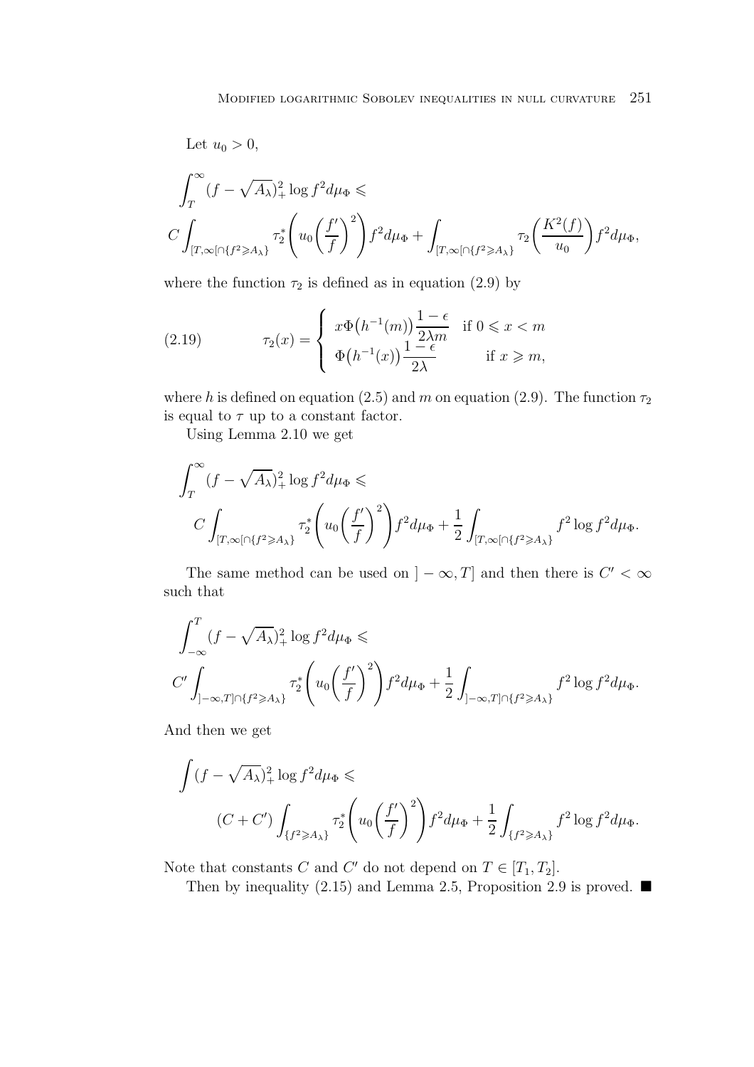Let $u_0 > 0$,

$$\int_T^\infty (f - \sqrt{A_\lambda})_+^2 \log f^2 d\mu_\Phi \leqslant$$
$$C \int_{[T,\infty[\cap\{f^2 \geqslant A_\lambda\}} \tau_2^*\left(u_0\left(\frac{f'}{f}\right)^2\right) f^2 d\mu_\Phi + \int_{[T,\infty[\cap\{f^2\geqslant A_\lambda\}} \tau_2\left(\frac{K^2(f)}{u_0}\right) f^2 d\mu_\Phi,$$

where the function $\tau_2$ is defined as in equation (2.9) by

$$\tau_2(x) = \begin{cases} x\Phi\big(h^{-1}(m)\big)\dfrac{1-\epsilon}{2\lambda m} & \text{if } 0 \leqslant x < m \\ \Phi\big(h^{-1}(x)\big)\dfrac{1-\epsilon}{2\lambda} & \text{if } x \geqslant m, \end{cases} \tag{2.19}$$

where $h$ is defined on equation (2.5) and $m$ on equation (2.9). The function $\tau_2$ is equal to $\tau$ up to a constant factor.

Using Lemma 2.10 we get

$$\int_T^\infty (f - \sqrt{A_\lambda})_+^2 \log f^2 d\mu_\Phi \leqslant$$
$$C \int_{[T,\infty[\cap\{f^2 \geqslant A_\lambda\}} \tau_2^*\left(u_0\left(\frac{f'}{f}\right)^2\right) f^2 d\mu_\Phi + \frac{1}{2}\int_{[T,\infty[\cap\{f^2\geqslant A_\lambda\}} f^2 \log f^2 d\mu_\Phi.$$

The same method can be used on $]-\infty, T]$ and then there is $C' < \infty$ such that

$$\int_{-\infty}^T (f - \sqrt{A_\lambda})_+^2 \log f^2 d\mu_\Phi \leqslant$$
$$C' \int_{]-\infty,T]\cap\{f^2 \geqslant A_\lambda\}} \tau_2^*\left(u_0\left(\frac{f'}{f}\right)^2\right) f^2 d\mu_\Phi + \frac{1}{2}\int_{]-\infty,T]\cap\{f^2\geqslant A_\lambda\}} f^2 \log f^2 d\mu_\Phi.$$

And then we get

$$\int (f - \sqrt{A_\lambda})_+^2 \log f^2 d\mu_\Phi \leqslant$$
$$(C + C') \int_{\{f^2 \geqslant A_\lambda\}} \tau_2^*\left(u_0\left(\frac{f'}{f}\right)^2\right) f^2 d\mu_\Phi + \frac{1}{2}\int_{\{f^2\geqslant A_\lambda\}} f^2 \log f^2 d\mu_\Phi.$$

Note that constants $C$ and $C'$ do not depend on $T \in [T_1, T_2]$.

Then by inequality (2.15) and Lemma 2.5, Proposition 2.9 is proved. ■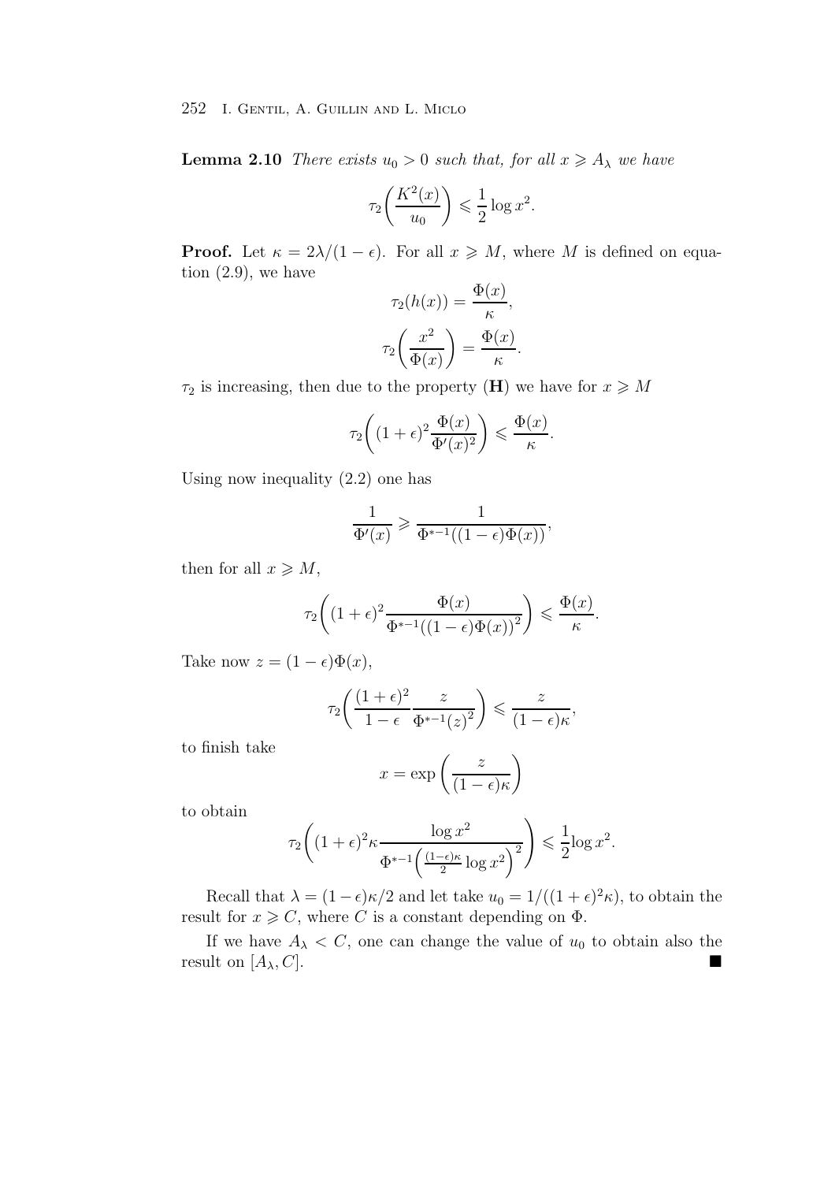**Lemma 2.10** *There exists $u_0 > 0$ such that, for all $x \geqslant A_\lambda$ we have*

$$\tau_2\left(\frac{K^2(x)}{u_0}\right) \leqslant \frac{1}{2}\log x^2.$$

**Proof.** Let $\kappa = 2\lambda/(1-\epsilon)$. For all $x \geqslant M$, where $M$ is defined on equation (2.9), we have

$$\tau_2(h(x)) = \frac{\Phi(x)}{\kappa},$$

$$\tau_2\left(\frac{x^2}{\Phi(x)}\right) = \frac{\Phi(x)}{\kappa}.$$

$\tau_2$ is increasing, then due to the property (**H**) we have for $x \geqslant M$

$$\tau_2\left((1+\epsilon)^2\frac{\Phi(x)}{\Phi'(x)^2}\right) \leqslant \frac{\Phi(x)}{\kappa}.$$

Using now inequality (2.2) one has

$$\frac{1}{\Phi'(x)} \geqslant \frac{1}{\Phi^{*-1}((1-\epsilon)\Phi(x))},$$

then for all $x \geqslant M$,

$$\tau_2\left((1+\epsilon)^2\frac{\Phi(x)}{\Phi^{*-1}((1-\epsilon)\Phi(x))^2}\right) \leqslant \frac{\Phi(x)}{\kappa}.$$

Take now $z = (1-\epsilon)\Phi(x)$,

$$\tau_2\left(\frac{(1+\epsilon)^2}{1-\epsilon}\frac{z}{\Phi^{*-1}(z)^2}\right) \leqslant \frac{z}{(1-\epsilon)\kappa},$$

to finish take

$$x = \exp\left(\frac{z}{(1-\epsilon)\kappa}\right)$$

to obtain

$$\tau_2\left((1+\epsilon)^2\kappa\frac{\log x^2}{\Phi^{*-1}\left(\frac{(1-\epsilon)\kappa}{2}\log x^2\right)^2}\right) \leqslant \frac{1}{2}\log x^2.$$

Recall that $\lambda = (1-\epsilon)\kappa/2$ and let take $u_0 = 1/((1+\epsilon)^2\kappa)$, to obtain the result for $x \geqslant C$, where $C$ is a constant depending on $\Phi$.

If we have $A_\lambda < C$, one can change the value of $u_0$ to obtain also the result on $[A_\lambda, C]$. ■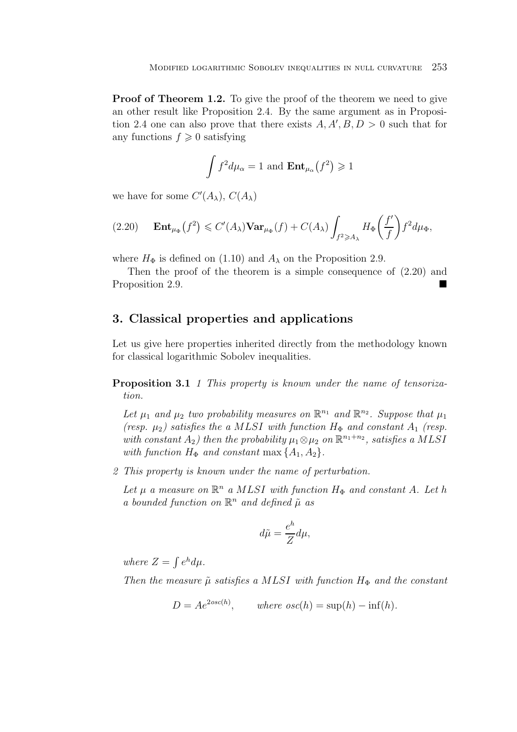**Proof of Theorem 1.2.** To give the proof of the theorem we need to give an other result like Proposition 2.4. By the same argument as in Proposition 2.4 one can also prove that there exists $A, A', B, D > 0$ such that for any functions $f \geqslant 0$ satisfying

$$\int f^2 d\mu_\alpha = 1 \text{ and } \mathbf{Ent}_{\mu_\alpha}\big(f^2\big) \geqslant 1$$

we have for some $C'(A_\lambda)$, $C(A_\lambda)$

$$\mathbf{Ent}_{\mu_\Phi}\big(f^2\big) \leqslant C'(A_\lambda)\mathbf{Var}_{\mu_\Phi}(f) + C(A_\lambda)\int_{f^2 \geqslant A_\lambda} H_\Phi\bigg(\frac{f'}{f}\bigg) f^2 d\mu_\Phi, \tag{2.20}$$

where $H_\Phi$ is defined on (1.10) and $A_\lambda$ on the Proposition 2.9.

Then the proof of the theorem is a simple consequence of (2.20) and Proposition 2.9. ∎

## 3. Classical properties and applications

Let us give here properties inherited directly from the methodology known for classical logarithmic Sobolev inequalities.

**Proposition 3.1** *1 This property is known under the name of tensorization.*

*Let $\mu_1$ and $\mu_2$ two probability measures on $\mathbb{R}^{n_1}$ and $\mathbb{R}^{n_2}$. Suppose that $\mu_1$ (resp. $\mu_2$) satisfies the a MLSI with function $H_\Phi$ and constant $A_1$ (resp. with constant $A_2$) then the probability $\mu_1 \otimes \mu_2$ on $\mathbb{R}^{n_1+n_2}$, satisfies a MLSI with function $H_\Phi$ and constant $\max\{A_1, A_2\}$.*

*2 This property is known under the name of perturbation.*

*Let $\mu$ a measure on $\mathbb{R}^n$ a MLSI with function $H_\Phi$ and constant $A$. Let $h$ a bounded function on $\mathbb{R}^n$ and defined $\tilde{\mu}$ as*

$$d\tilde{\mu} = \frac{e^h}{Z} d\mu,$$

*where $Z = \int e^h d\mu$.*

*Then the measure $\tilde{\mu}$ satisfies a MLSI with function $H_\Phi$ and the constant*

$$D = Ae^{2osc(h)}, \qquad \text{where } osc(h) = \sup(h) - \inf(h).$$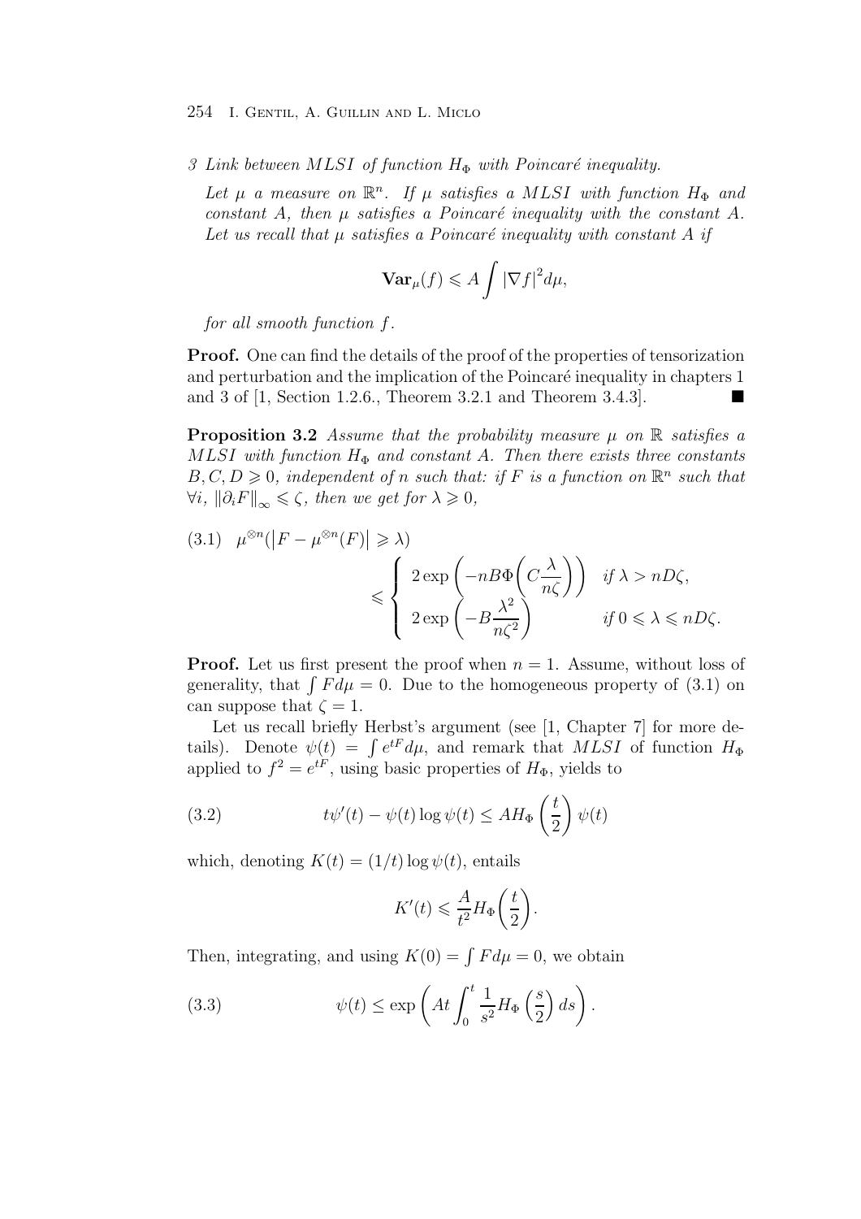*3 Link between MLSI of function $H_\Phi$ with Poincaré inequality.*

*Let $\mu$ a measure on $\mathbb{R}^n$. If $\mu$ satisfies a MLSI with function $H_\Phi$ and constant $A$, then $\mu$ satisfies a Poincaré inequality with the constant $A$. Let us recall that $\mu$ satisfies a Poincaré inequality with constant $A$ if*

$$\mathbf{Var}_\mu(f) \leqslant A \int |\nabla f|^2 d\mu,$$

*for all smooth function $f$.*

**Proof.** One can find the details of the proof of the properties of tensorization and perturbation and the implication of the Poincaré inequality in chapters 1 and 3 of [1, Section 1.2.6., Theorem 3.2.1 and Theorem 3.4.3]. ■

**Proposition 3.2** *Assume that the probability measure $\mu$ on $\mathbb{R}$ satisfies a MLSI with function $H_\Phi$ and constant $A$. Then there exists three constants $B, C, D \geqslant 0$, independent of $n$ such that: if $F$ is a function on $\mathbb{R}^n$ such that $\forall i$, $\|\partial_i F\|_\infty \leqslant \zeta$, then we get for $\lambda \geqslant 0$,*

$$\mu^{\otimes n}(\left|F - \mu^{\otimes n}(F)\right| \geqslant \lambda) \leqslant \begin{cases} 2\exp\left(-nB\Phi\left(C\dfrac{\lambda}{n\zeta}\right)\right) & \text{if } \lambda > nD\zeta, \\ 2\exp\left(-B\dfrac{\lambda^2}{n\zeta^2}\right) & \text{if } 0 \leqslant \lambda \leqslant nD\zeta. \end{cases} \tag{3.1}$$

**Proof.** Let us first present the proof when $n = 1$. Assume, without loss of generality, that $\int F d\mu = 0$. Due to the homogeneous property of (3.1) on can suppose that $\zeta = 1$.

Let us recall briefly Herbst's argument (see [1, Chapter 7] for more details). Denote $\psi(t) = \int e^{tF} d\mu$, and remark that $MLSI$ of function $H_\Phi$ applied to $f^2 = e^{tF}$, using basic properties of $H_\Phi$, yields to

$$t\psi'(t) - \psi(t)\log\psi(t) \leq AH_\Phi\left(\frac{t}{2}\right)\psi(t) \tag{3.2}$$

which, denoting $K(t) = (1/t)\log\psi(t)$, entails

$$K'(t) \leqslant \frac{A}{t^2} H_\Phi\left(\frac{t}{2}\right).$$

Then, integrating, and using $K(0) = \int F d\mu = 0$, we obtain

$$\psi(t) \leq \exp\left(At\int_0^t \frac{1}{s^2} H_\Phi\left(\frac{s}{2}\right) ds\right). \tag{3.3}$$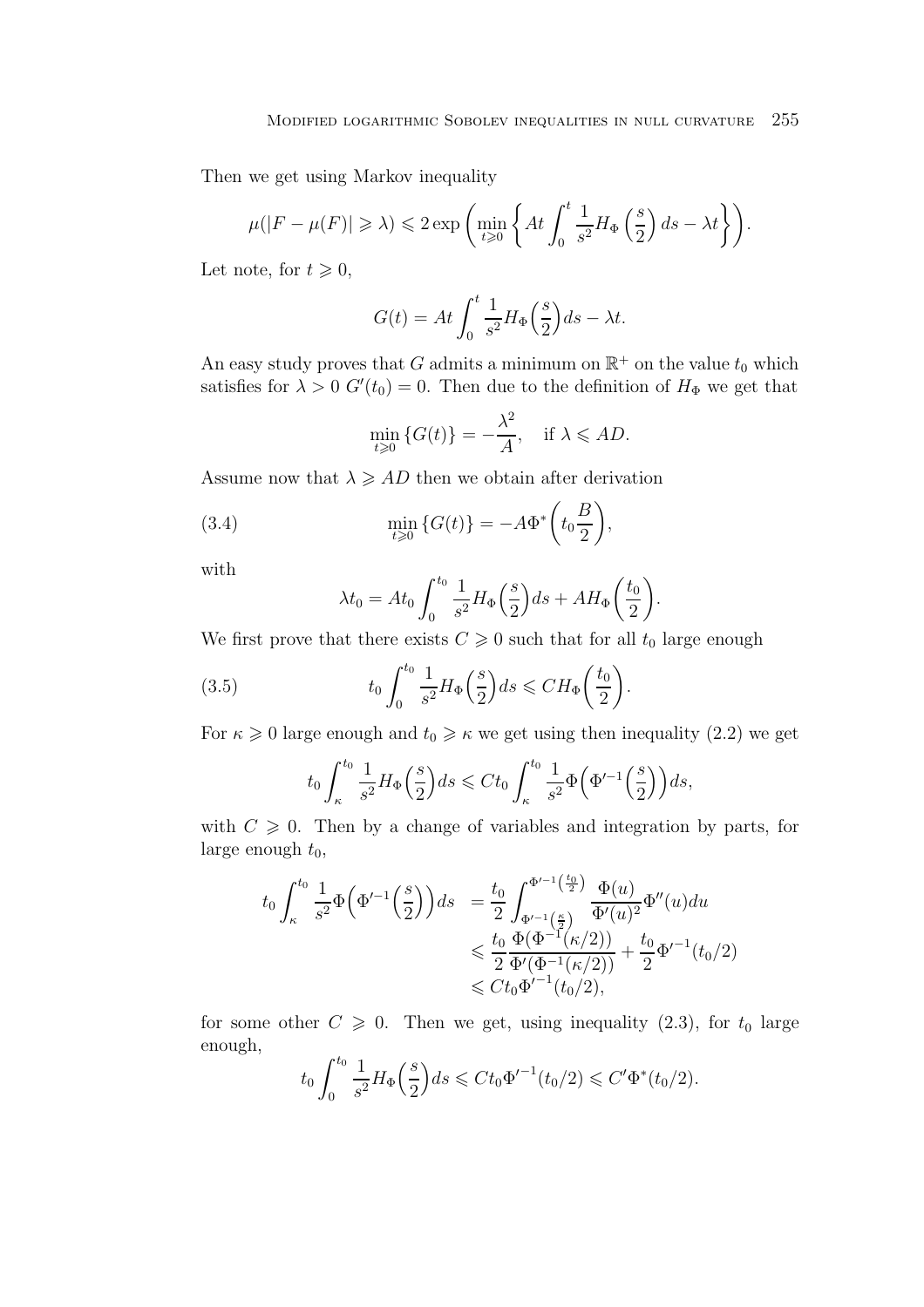Then we get using Markov inequality

$$\mu(|F-\mu(F)|\geqslant\lambda)\leqslant 2\exp\left(\min_{t\geqslant 0}\left\{At\int_0^t\frac{1}{s^2}H_\Phi\left(\frac{s}{2}\right)ds-\lambda t\right\}\right).$$

Let note, for $t\geqslant 0$,

$$G(t)=At\int_0^t\frac{1}{s^2}H_\Phi\Big(\frac{s}{2}\Big)ds-\lambda t.$$

An easy study proves that $G$ admits a minimum on $\mathbb{R}^+$ on the value $t_0$ which satisfies for $\lambda>0$ $G'(t_0)=0$. Then due to the definition of $H_\Phi$ we get that

$$\min_{t\geqslant 0}\{G(t)\}=-\frac{\lambda^2}{A},\quad \text{if } \lambda\leqslant AD.$$

Assume now that $\lambda\geqslant AD$ then we obtain after derivation

$$\min_{t\geqslant 0}\{G(t)\}=-A\Phi^*\Big(t_0\frac{B}{2}\Big), \tag{3.4}$$

with

$$\lambda t_0=At_0\int_0^{t_0}\frac{1}{s^2}H_\Phi\Big(\frac{s}{2}\Big)ds+AH_\Phi\Big(\frac{t_0}{2}\Big).$$

We first prove that there exists $C\geqslant 0$ such that for all $t_0$ large enough

$$t_0\int_0^{t_0}\frac{1}{s^2}H_\Phi\Big(\frac{s}{2}\Big)ds\leqslant CH_\Phi\Big(\frac{t_0}{2}\Big). \tag{3.5}$$

For $\kappa\geqslant 0$ large enough and $t_0\geqslant\kappa$ we get using then inequality (2.2) we get

$$t_0\int_\kappa^{t_0}\frac{1}{s^2}H_\Phi\Big(\frac{s}{2}\Big)ds\leqslant Ct_0\int_\kappa^{t_0}\frac{1}{s^2}\Phi\Big({\Phi'}^{-1}\Big(\frac{s}{2}\Big)\Big)ds,$$

with $C\geqslant 0$. Then by a change of variables and integration by parts, for large enough $t_0$,

$$\begin{aligned}
t_0\int_\kappa^{t_0}\frac{1}{s^2}\Phi\Big({\Phi'}^{-1}\Big(\frac{s}{2}\Big)\Big)ds &=\frac{t_0}{2}\int_{{\Phi'}^{-1}\left(\frac{\kappa}{2}\right)}^{{\Phi'}^{-1}\left(\frac{t_0}{2}\right)}\frac{\Phi(u)}{\Phi'(u)^2}\Phi''(u)du\\
&\leqslant\frac{t_0}{2}\frac{\Phi(\Phi^{-1}(\kappa/2))}{\Phi'(\Phi^{-1}(\kappa/2))}+\frac{t_0}{2}{\Phi'}^{-1}(t_0/2)\\
&\leqslant Ct_0{\Phi'}^{-1}(t_0/2),
\end{aligned}$$

for some other $C\geqslant 0$. Then we get, using inequality (2.3), for $t_0$ large enough,

$$t_0\int_0^{t_0}\frac{1}{s^2}H_\Phi\Big(\frac{s}{2}\Big)ds\leqslant Ct_0{\Phi'}^{-1}(t_0/2)\leqslant C'\Phi^*(t_0/2).$$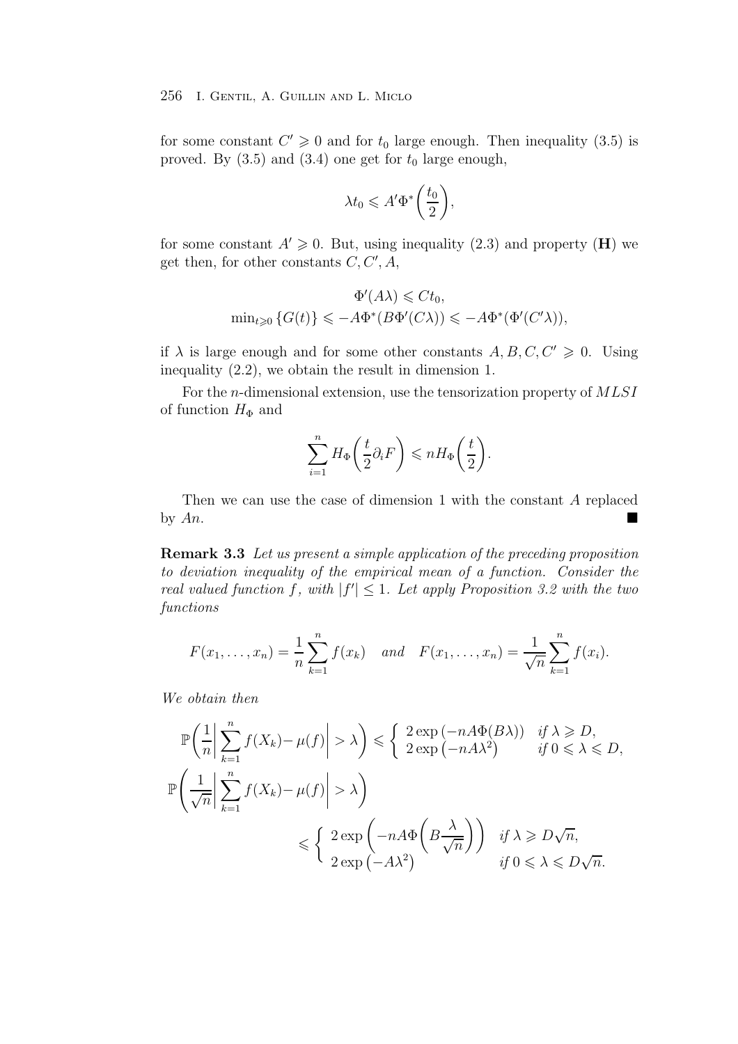for some constant $C' \geqslant 0$ and for $t_0$ large enough. Then inequality (3.5) is proved. By (3.5) and (3.4) one get for $t_0$ large enough,

$$\lambda t_0 \leqslant A' \Phi^* \left(\frac{t_0}{2}\right),$$

for some constant $A' \geqslant 0$. But, using inequality (2.3) and property (**H**) we get then, for other constants $C, C', A$,

$$\Phi'(A\lambda) \leqslant C t_0,$$
$$\min_{t \geqslant 0} \{G(t)\} \leqslant -A\Phi^*(B\Phi'(C\lambda)) \leqslant -A\Phi^*(\Phi'(C'\lambda)),$$

if $\lambda$ is large enough and for some other constants $A, B, C, C' \geqslant 0$. Using inequality (2.2), we obtain the result in dimension 1.

For the $n$-dimensional extension, use the tensorization property of $MLSI$ of function $H_\Phi$ and

$$\sum_{i=1}^{n} H_\Phi\left(\frac{t}{2}\partial_i F\right) \leqslant n H_\Phi\left(\frac{t}{2}\right).$$

Then we can use the case of dimension 1 with the constant $A$ replaced by $An$. ■

**Remark 3.3** *Let us present a simple application of the preceding proposition to deviation inequality of the empirical mean of a function. Consider the real valued function $f$, with $|f'| \leq 1$. Let apply Proposition 3.2 with the two functions*

$$F(x_1, \ldots, x_n) = \frac{1}{n}\sum_{k=1}^{n} f(x_k) \quad \text{and} \quad F(x_1, \ldots, x_n) = \frac{1}{\sqrt{n}}\sum_{k=1}^{n} f(x_i).$$

*We obtain then*

$$\mathbb{P}\left(\frac{1}{n}\left|\sum_{k=1}^{n} f(X_k) - \mu(f)\right| > \lambda\right) \leqslant \begin{cases} 2\exp\left(-nA\Phi(B\lambda)\right) & \text{if } \lambda \geqslant D, \\ 2\exp\left(-nA\lambda^2\right) & \text{if } 0 \leqslant \lambda \leqslant D, \end{cases}$$

$$\mathbb{P}\left(\frac{1}{\sqrt{n}}\left|\sum_{k=1}^{n} f(X_k) - \mu(f)\right| > \lambda\right) \leqslant \begin{cases} 2\exp\left(-nA\Phi\left(B\frac{\lambda}{\sqrt{n}}\right)\right) & \text{if } \lambda \geqslant D\sqrt{n}, \\ 2\exp\left(-A\lambda^2\right) & \text{if } 0 \leqslant \lambda \leqslant D\sqrt{n}. \end{cases}$$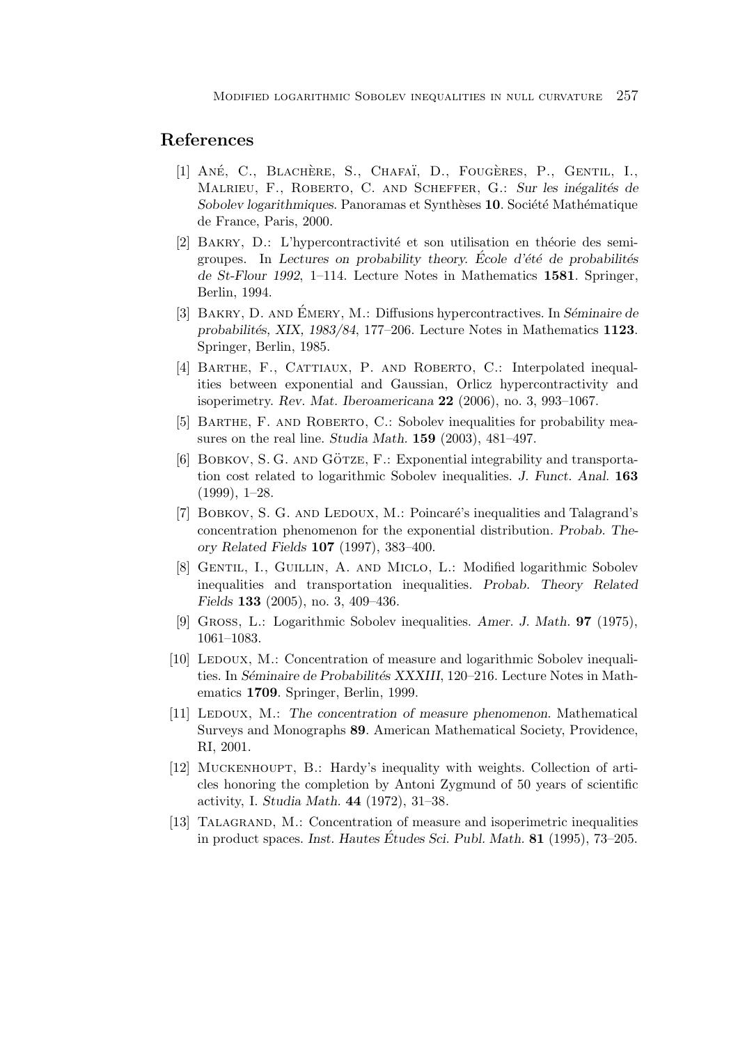## References

[1] Ané, C., Blachère, S., Chafaï, D., Fougères, P., Gentil, I., Malrieu, F., Roberto, C. and Scheffer, G.: *Sur les inégalités de Sobolev logarithmiques*. Panoramas et Synthèses **10**. Société Mathématique de France, Paris, 2000.

[2] Bakry, D.: L'hypercontractivité et son utilisation en théorie des semigroupes. In *Lectures on probability theory. École d'été de probabilités de St-Flour 1992*, 1–114. Lecture Notes in Mathematics **1581**. Springer, Berlin, 1994.

[3] Bakry, D. and Émery, M.: Diffusions hypercontractives. In *Séminaire de probabilités, XIX, 1983/84*, 177–206. Lecture Notes in Mathematics **1123**. Springer, Berlin, 1985.

[4] Barthe, F., Cattiaux, P. and Roberto, C.: Interpolated inequalities between exponential and Gaussian, Orlicz hypercontractivity and isoperimetry. *Rev. Mat. Iberoamericana* **22** (2006), no. 3, 993–1067.

[5] Barthe, F. and Roberto, C.: Sobolev inequalities for probability measures on the real line. *Studia Math.* **159** (2003), 481–497.

[6] Bobkov, S. G. and Götze, F.: Exponential integrability and transportation cost related to logarithmic Sobolev inequalities. *J. Funct. Anal.* **163** (1999), 1–28.

[7] Bobkov, S. G. and Ledoux, M.: Poincaré's inequalities and Talagrand's concentration phenomenon for the exponential distribution. *Probab. Theory Related Fields* **107** (1997), 383–400.

[8] Gentil, I., Guillin, A. and Miclo, L.: Modified logarithmic Sobolev inequalities and transportation inequalities. *Probab. Theory Related Fields* **133** (2005), no. 3, 409–436.

[9] Gross, L.: Logarithmic Sobolev inequalities. *Amer. J. Math.* **97** (1975), 1061–1083.

[10] Ledoux, M.: Concentration of measure and logarithmic Sobolev inequalities. In *Séminaire de Probabilités XXXIII*, 120–216. Lecture Notes in Mathematics **1709**. Springer, Berlin, 1999.

[11] Ledoux, M.: *The concentration of measure phenomenon*. Mathematical Surveys and Monographs **89**. American Mathematical Society, Providence, RI, 2001.

[12] Muckenhoupt, B.: Hardy's inequality with weights. Collection of articles honoring the completion by Antoni Zygmund of 50 years of scientific activity, I. *Studia Math.* **44** (1972), 31–38.

[13] Talagrand, M.: Concentration of measure and isoperimetric inequalities in product spaces. *Inst. Hautes Études Sci. Publ. Math.* **81** (1995), 73–205.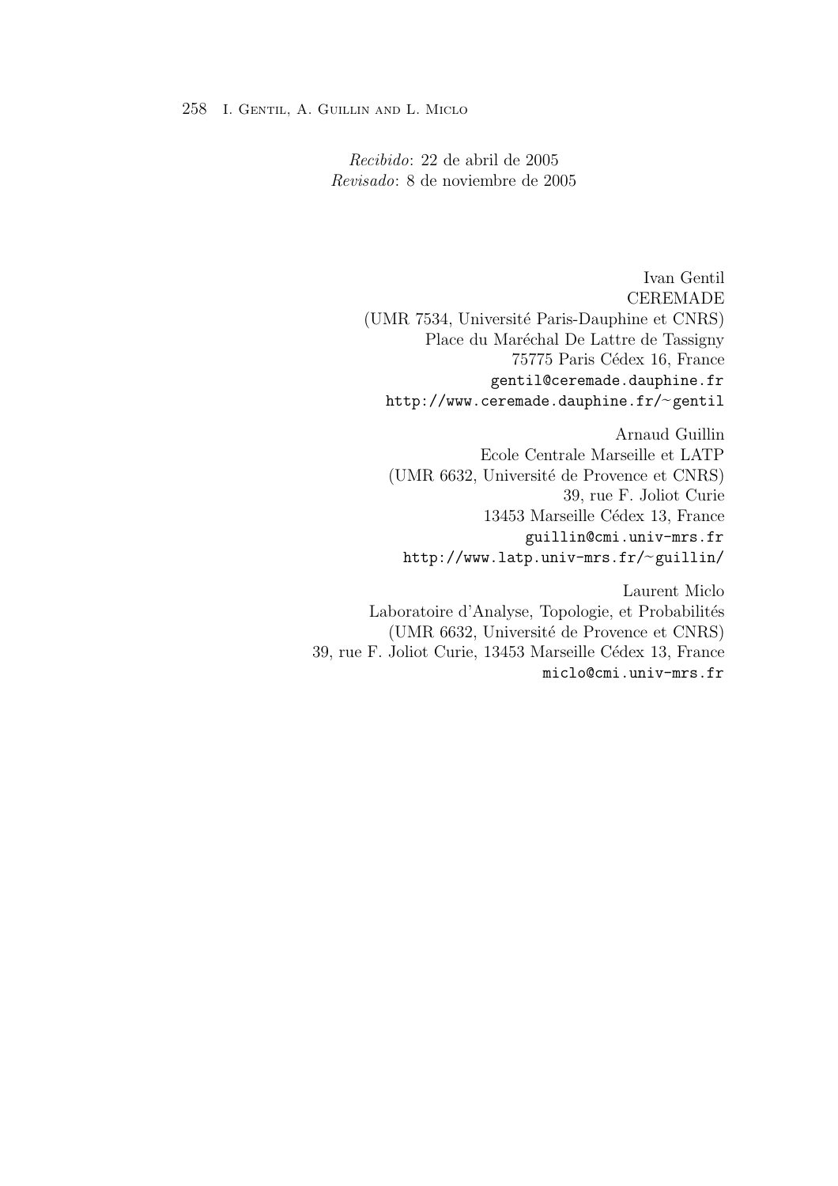*Recibido*: 22 de abril de 2005
*Revisado*: 8 de noviembre de 2005

Ivan Gentil
CEREMADE
(UMR 7534, Université Paris-Dauphine et CNRS)
Place du Maréchal De Lattre de Tassigny
75775 Paris Cédex 16, France
gentil@ceremade.dauphine.fr
http://www.ceremade.dauphine.fr/~gentil

Arnaud Guillin
Ecole Centrale Marseille et LATP
(UMR 6632, Université de Provence et CNRS)
39, rue F. Joliot Curie
13453 Marseille Cédex 13, France
guillin@cmi.univ-mrs.fr
http://www.latp.univ-mrs.fr/~guillin/

Laurent Miclo
Laboratoire d'Analyse, Topologie, et Probabilités
(UMR 6632, Université de Provence et CNRS)
39, rue F. Joliot Curie, 13453 Marseille Cédex 13, France
miclo@cmi.univ-mrs.fr